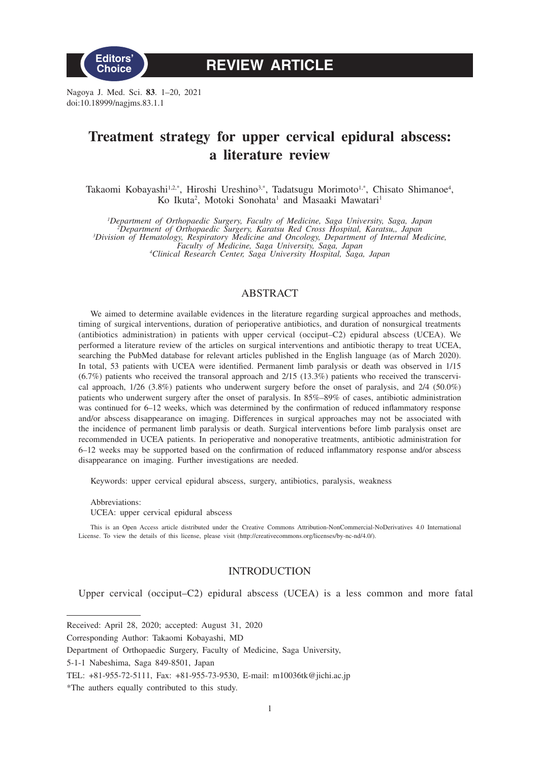Editors' Choice

# REVIEW ARTICLE

Nagoya J. Med. Sci. **83**. 1–20, 2021
doi:10.18999/nagjms.83.1.1

# Treatment strategy for upper cervical epidural abscess: a literature review

Takaomi Kobayashi[1,2,*], Hiroshi Ureshino[3,*], Tadatsugu Morimoto[1,*], Chisato Shimanoe[4], Ko Ikuta[2], Motoki Sonohata[1] and Masaaki Mawatari[1]

*[1]Department of Orthopaedic Surgery, Faculty of Medicine, Saga University, Saga, Japan*
*[2]Department of Orthopaedic Surgery, Karatsu Red Cross Hospital, Karatsu,, Japan*
*[3]Division of Hematology, Respiratory Medicine and Oncology, Department of Internal Medicine, Faculty of Medicine, Saga University, Saga, Japan*
*[4]Clinical Research Center, Saga University Hospital, Saga, Japan*

## ABSTRACT

We aimed to determine available evidences in the literature regarding surgical approaches and methods, timing of surgical interventions, duration of perioperative antibiotics, and duration of nonsurgical treatments (antibiotics administration) in patients with upper cervical (occiput–C2) epidural abscess (UCEA). We performed a literature review of the articles on surgical interventions and antibiotic therapy to treat UCEA, searching the PubMed database for relevant articles published in the English language (as of March 2020). In total, 53 patients with UCEA were identified. Permanent limb paralysis or death was observed in 1/15 (6.7%) patients who received the transoral approach and 2/15 (13.3%) patients who received the transcervical approach, 1/26 (3.8%) patients who underwent surgery before the onset of paralysis, and 2/4 (50.0%) patients who underwent surgery after the onset of paralysis. In 85%–89% of cases, antibiotic administration was continued for 6–12 weeks, which was determined by the confirmation of reduced inflammatory response and/or abscess disappearance on imaging. Differences in surgical approaches may not be associated with the incidence of permanent limb paralysis or death. Surgical interventions before limb paralysis onset are recommended in UCEA patients. In perioperative and nonoperative treatments, antibiotic administration for 6–12 weeks may be supported based on the confirmation of reduced inflammatory response and/or abscess disappearance on imaging. Further investigations are needed.

Keywords: upper cervical epidural abscess, surgery, antibiotics, paralysis, weakness

Abbreviations:
UCEA: upper cervical epidural abscess

This is an Open Access article distributed under the Creative Commons Attribution-NonCommercial-NoDerivatives 4.0 International License. To view the details of this license, please visit (http://creativecommons.org/licenses/by-nc-nd/4.0/).

## INTRODUCTION

Upper cervical (occiput–C2) epidural abscess (UCEA) is a less common and more fatal

Received: April 28, 2020; accepted: August 31, 2020
Corresponding Author: Takaomi Kobayashi, MD
Department of Orthopaedic Surgery, Faculty of Medicine, Saga University,
5-1-1 Nabeshima, Saga 849-8501, Japan
TEL: +81-955-72-5111, Fax: +81-955-73-9530, E-mail: m10036tk@jichi.ac.jp
*The authers equally contributed to this study.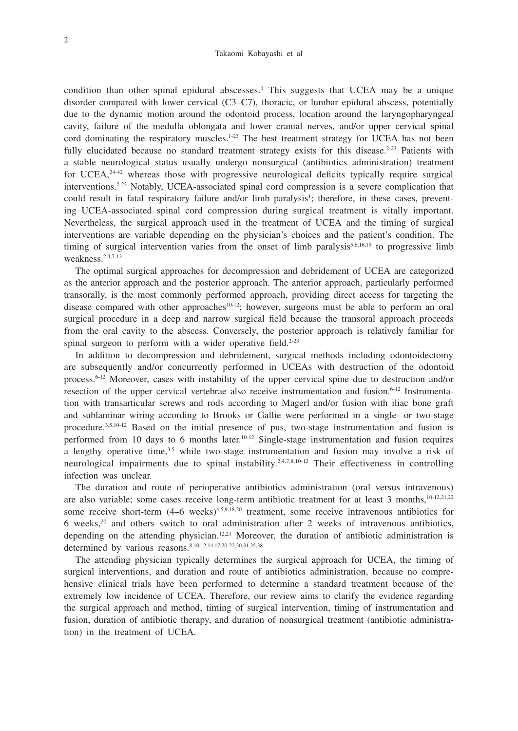condition than other spinal epidural abscesses.[1] This suggests that UCEA may be a unique disorder compared with lower cervical (C3–C7), thoracic, or lumbar epidural abscess, potentially due to the dynamic motion around the odontoid process, location around the laryngopharyngeal cavity, failure of the medulla oblongata and lower cranial nerves, and/or upper cervical spinal cord dominating the respiratory muscles.[1-23] The best treatment strategy for UCEA has not been fully elucidated because no standard treatment strategy exists for this disease.[2-23] Patients with a stable neurological status usually undergo nonsurgical (antibiotics administration) treatment for UCEA,[24-42] whereas those with progressive neurological deficits typically require surgical interventions.[2-23] Notably, UCEA-associated spinal cord compression is a severe complication that could result in fatal respiratory failure and/or limb paralysis[1]; therefore, in these cases, preventing UCEA-associated spinal cord compression during surgical treatment is vitally important. Nevertheless, the surgical approach used in the treatment of UCEA and the timing of surgical interventions are variable depending on the physician's choices and the patient's condition. The timing of surgical intervention varies from the onset of limb paralysis[5,6,16,19] to progressive limb weakness.[2,4,7-13]

The optimal surgical approaches for decompression and debridement of UCEA are categorized as the anterior approach and the posterior approach. The anterior approach, particularly performed transorally, is the most commonly performed approach, providing direct access for targeting the disease compared with other approaches[10-12]; however, surgeons must be able to perform an oral surgical procedure in a deep and narrow surgical field because the transoral approach proceeds from the oral cavity to the abscess. Conversely, the posterior approach is relatively familiar for spinal surgeon to perform with a wider operative field.[2-23]

In addition to decompression and debridement, surgical methods including odontoidectomy are subsequently and/or concurrently performed in UCEAs with destruction of the odontoid process.[6-12] Moreover, cases with instability of the upper cervical spine due to destruction and/or resection of the upper cervical vertebrae also receive instrumentation and fusion.[6-12] Instrumentation with transarticular screws and rods according to Magerl and/or fusion with iliac bone graft and sublaminar wiring according to Brooks or Gallie were performed in a single- or two-stage procedure.[3,5,10-12] Based on the initial presence of pus, two-stage instrumentation and fusion is performed from 10 days to 6 months later.[10-12] Single-stage instrumentation and fusion requires a lengthy operative time,[3,5] while two-stage instrumentation and fusion may involve a risk of neurological impairments due to spinal instability.[2,4,7,8,10-12] Their effectiveness in controlling infection was unclear.

The duration and route of perioperative antibiotics administration (oral versus intravenous) are also variable; some cases receive long-term antibiotic treatment for at least 3 months,[10-12,21,22] some receive short-term (4–6 weeks)[4,5,9,18,20] treatment, some receive intravenous antibiotics for 6 weeks,[20] and others switch to oral administration after 2 weeks of intravenous antibiotics, depending on the attending physician.[12,21] Moreover, the duration of antibiotic administration is determined by various reasons.[8,10,12,14,17,20-22,30,31,35,38]

The attending physician typically determines the surgical approach for UCEA, the timing of surgical interventions, and duration and route of antibiotics administration, because no comprehensive clinical trials have been performed to determine a standard treatment because of the extremely low incidence of UCEA. Therefore, our review aims to clarify the evidence regarding the surgical approach and method, timing of surgical intervention, timing of instrumentation and fusion, duration of antibiotic therapy, and duration of nonsurgical treatment (antibiotic administration) in the treatment of UCEA.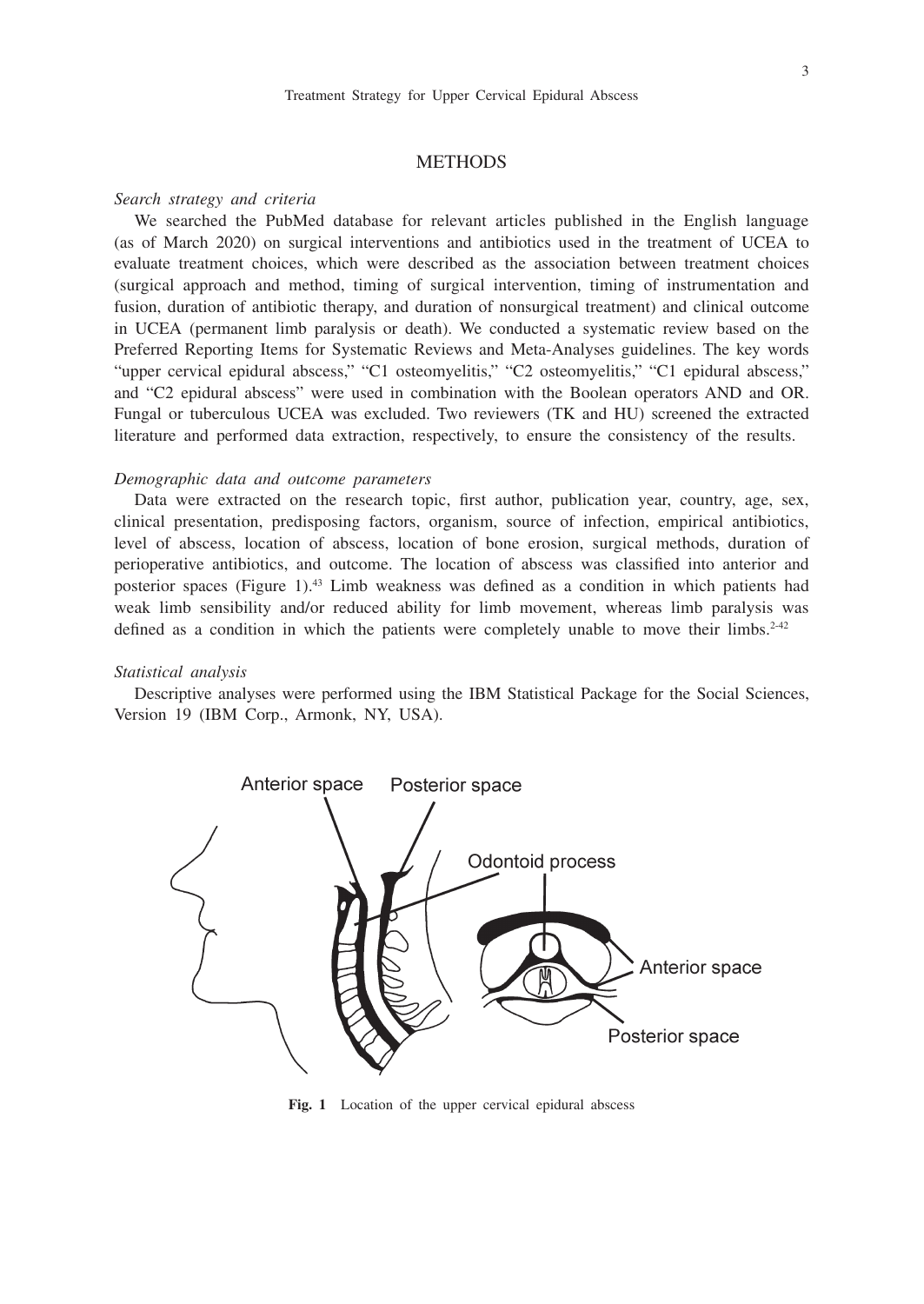## METHODS

### *Search strategy and criteria*

We searched the PubMed database for relevant articles published in the English language (as of March 2020) on surgical interventions and antibiotics used in the treatment of UCEA to evaluate treatment choices, which were described as the association between treatment choices (surgical approach and method, timing of surgical intervention, timing of instrumentation and fusion, duration of antibiotic therapy, and duration of nonsurgical treatment) and clinical outcome in UCEA (permanent limb paralysis or death). We conducted a systematic review based on the Preferred Reporting Items for Systematic Reviews and Meta-Analyses guidelines. The key words "upper cervical epidural abscess," "C1 osteomyelitis," "C2 osteomyelitis," "C1 epidural abscess," and "C2 epidural abscess" were used in combination with the Boolean operators AND and OR. Fungal or tuberculous UCEA was excluded. Two reviewers (TK and HU) screened the extracted literature and performed data extraction, respectively, to ensure the consistency of the results.

### *Demographic data and outcome parameters*

Data were extracted on the research topic, first author, publication year, country, age, sex, clinical presentation, predisposing factors, organism, source of infection, empirical antibiotics, level of abscess, location of abscess, location of bone erosion, surgical methods, duration of perioperative antibiotics, and outcome. The location of abscess was classified into anterior and posterior spaces (Figure 1).[43] Limb weakness was defined as a condition in which patients had weak limb sensibility and/or reduced ability for limb movement, whereas limb paralysis was defined as a condition in which the patients were completely unable to move their limbs.[2-42]

### *Statistical analysis*

Descriptive analyses were performed using the IBM Statistical Package for the Social Sciences, Version 19 (IBM Corp., Armonk, NY, USA).

**Fig. 1** Location of the upper cervical epidural abscess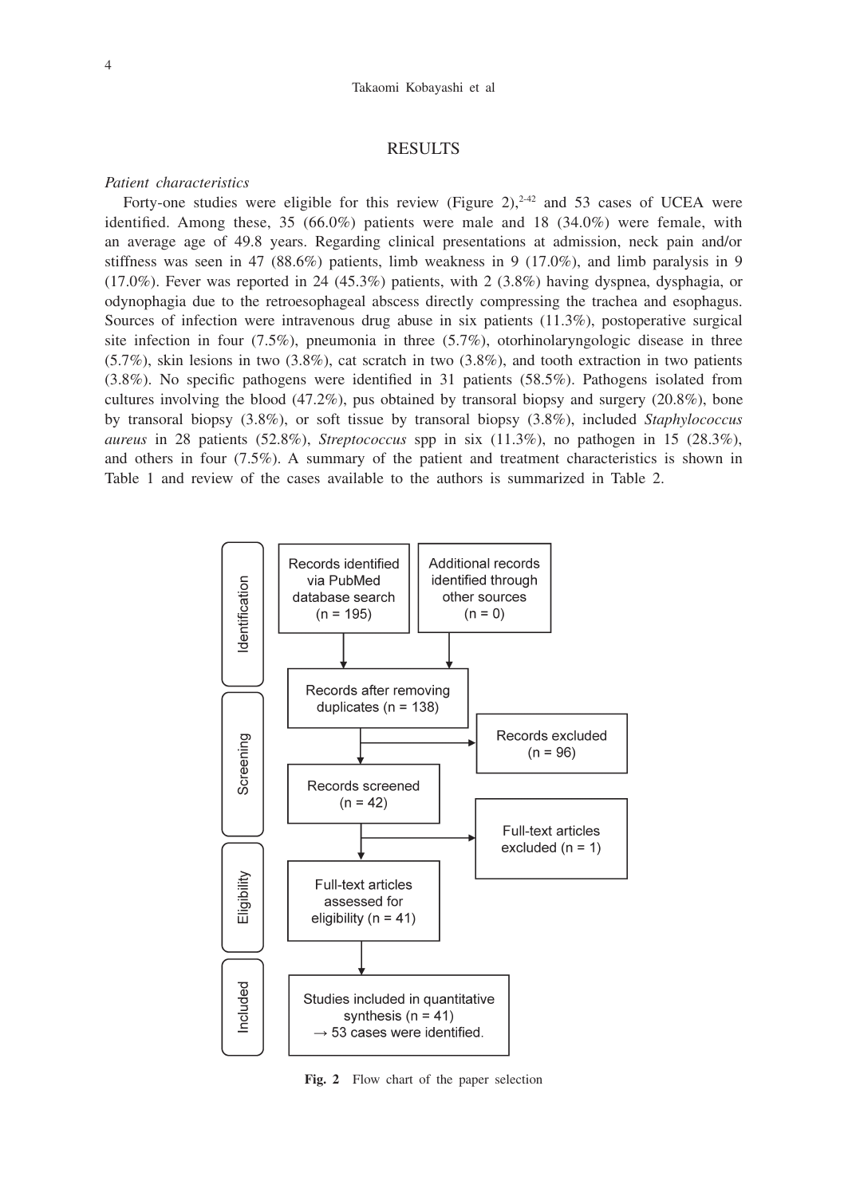## RESULTS

### *Patient characteristics*

Forty-one studies were eligible for this review (Figure 2),[2-42] and 53 cases of UCEA were identified. Among these, 35 (66.0%) patients were male and 18 (34.0%) were female, with an average age of 49.8 years. Regarding clinical presentations at admission, neck pain and/or stiffness was seen in 47 (88.6%) patients, limb weakness in 9 (17.0%), and limb paralysis in 9 (17.0%). Fever was reported in 24 (45.3%) patients, with 2 (3.8%) having dyspnea, dysphagia, or odynophagia due to the retroesophageal abscess directly compressing the trachea and esophagus. Sources of infection were intravenous drug abuse in six patients (11.3%), postoperative surgical site infection in four (7.5%), pneumonia in three (5.7%), otorhinolaryngologic disease in three (5.7%), skin lesions in two (3.8%), cat scratch in two (3.8%), and tooth extraction in two patients (3.8%). No specific pathogens were identified in 31 patients (58.5%). Pathogens isolated from cultures involving the blood (47.2%), pus obtained by transoral biopsy and surgery (20.8%), bone by transoral biopsy (3.8%), or soft tissue by transoral biopsy (3.8%), included *Staphylococcus aureus* in 28 patients (52.8%), *Streptococcus* spp in six (11.3%), no pathogen in 15 (28.3%), and others in four (7.5%). A summary of the patient and treatment characteristics is shown in Table 1 and review of the cases available to the authors is summarized in Table 2.

Identification
- Records identified via PubMed database search (n = 195)
- Additional records identified through other sources (n = 0)

Screening
- Records after removing duplicates (n = 138)
- Records excluded (n = 96)
- Records screened (n = 42)
- Full-text articles excluded (n = 1)

Eligibility
- Full-text articles assessed for eligibility (n = 41)

Included
- Studies included in quantitative synthesis (n = 41) → 53 cases were identified.

**Fig. 2** Flow chart of the paper selection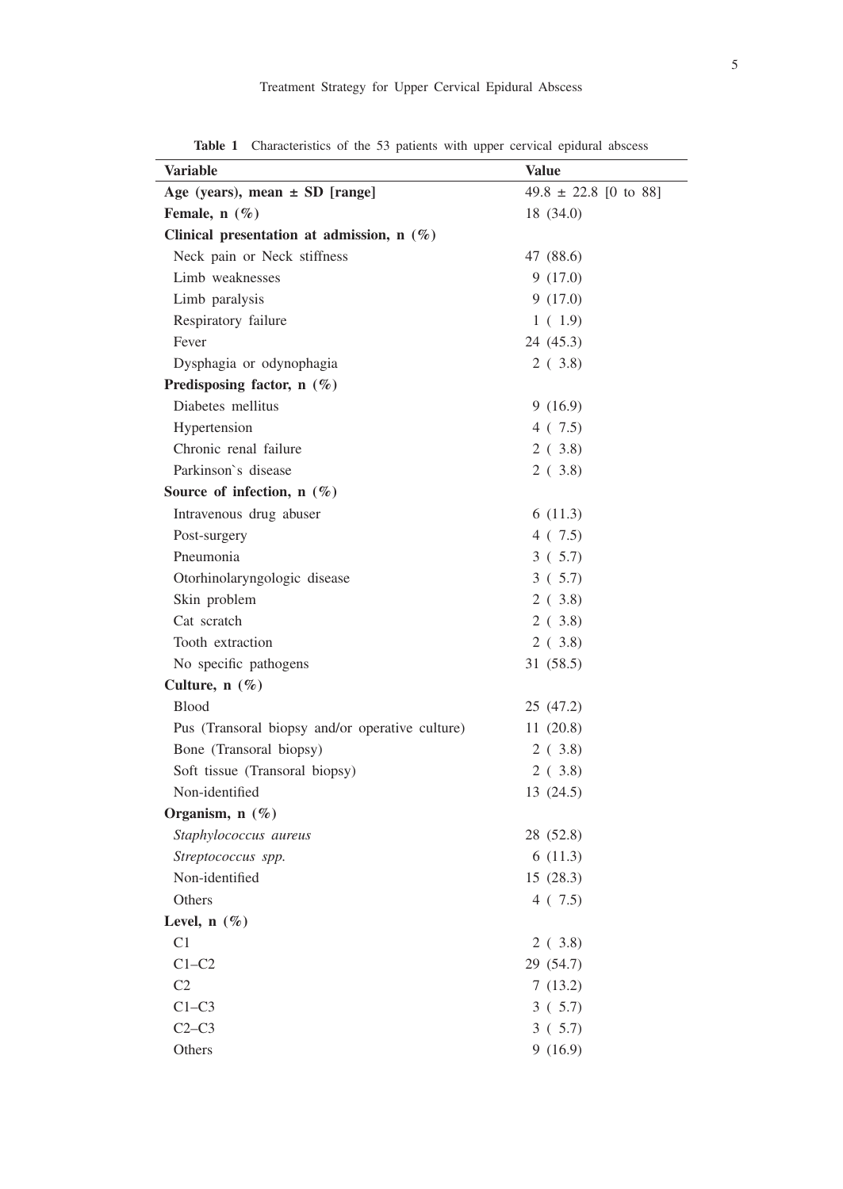**Table 1** Characteristics of the 53 patients with upper cervical epidural abscess

| Variable | Value |
|---|---|
| **Age (years), mean ± SD [range]** | 49.8 ± 22.8 [0 to 88] |
| **Female, n (%)** | 18 (34.0) |
| **Clinical presentation at admission, n (%)** | |
| Neck pain or Neck stiffness | 47 (88.6) |
| Limb weaknesses | 9 (17.0) |
| Limb paralysis | 9 (17.0) |
| Respiratory failure | 1 ( 1.9) |
| Fever | 24 (45.3) |
| Dysphagia or odynophagia | 2 ( 3.8) |
| **Predisposing factor, n (%)** | |
| Diabetes mellitus | 9 (16.9) |
| Hypertension | 4 ( 7.5) |
| Chronic renal failure | 2 ( 3.8) |
| Parkinson`s disease | 2 ( 3.8) |
| **Source of infection, n (%)** | |
| Intravenous drug abuser | 6 (11.3) |
| Post-surgery | 4 ( 7.5) |
| Pneumonia | 3 ( 5.7) |
| Otorhinolaryngologic disease | 3 ( 5.7) |
| Skin problem | 2 ( 3.8) |
| Cat scratch | 2 ( 3.8) |
| Tooth extraction | 2 ( 3.8) |
| No specific pathogens | 31 (58.5) |
| **Culture, n (%)** | |
| Blood | 25 (47.2) |
| Pus (Transoral biopsy and/or operative culture) | 11 (20.8) |
| Bone (Transoral biopsy) | 2 ( 3.8) |
| Soft tissue (Transoral biopsy) | 2 ( 3.8) |
| Non-identified | 13 (24.5) |
| **Organism, n (%)** | |
| *Staphylococcus aureus* | 28 (52.8) |
| *Streptococcus spp.* | 6 (11.3) |
| Non-identified | 15 (28.3) |
| Others | 4 ( 7.5) |
| **Level, n (%)** | |
| C1 | 2 ( 3.8) |
| C1–C2 | 29 (54.7) |
| C2 | 7 (13.2) |
| C1–C3 | 3 ( 5.7) |
| C2–C3 | 3 ( 5.7) |
| Others | 9 (16.9) |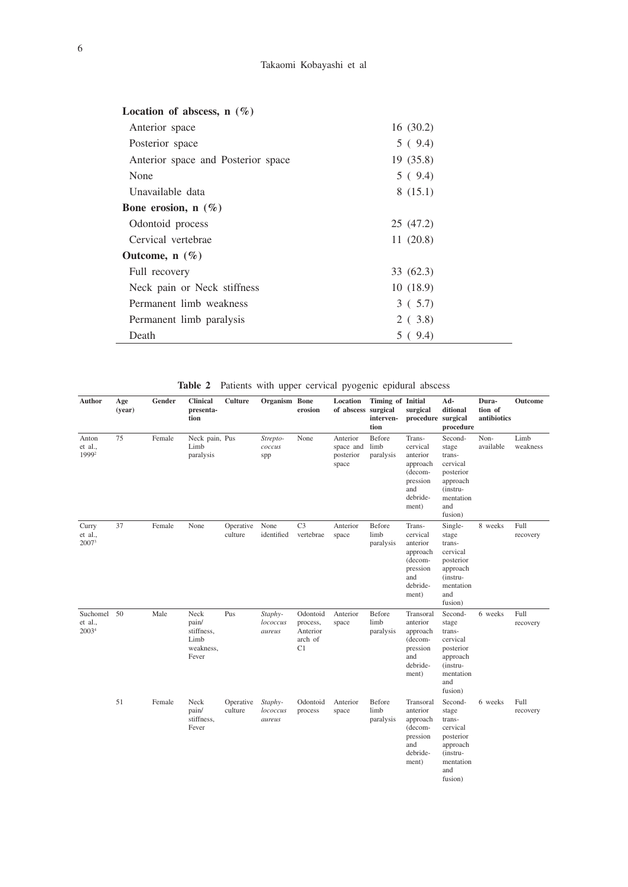| | |
|---|---|
| **Location of abscess, n (%)** | |
| Anterior space | 16 (30.2) |
| Posterior space | 5 ( 9.4) |
| Anterior space and Posterior space | 19 (35.8) |
| None | 5 ( 9.4) |
| Unavailable data | 8 (15.1) |
| **Bone erosion, n (%)** | |
| Odontoid process | 25 (47.2) |
| Cervical vertebrae | 11 (20.8) |
| **Outcome, n (%)** | |
| Full recovery | 33 (62.3) |
| Neck pain or Neck stiffness | 10 (18.9) |
| Permanent limb weakness | 3 ( 5.7) |
| Permanent limb paralysis | 2 ( 3.8) |
| Death | 5 ( 9.4) |

**Table 2** Patients with upper cervical pyogenic epidural abscess

| Author | Age (year) | Gender | Clinical presentation | Culture | Organism | Bone erosion | Location of abscess | Timing of surgical intervention | Initial surgical procedure | Additional surgical procedure | Duration of antibiotics | Outcome |
|---|---|---|---|---|---|---|---|---|---|---|---|---|
| Anton et al., 1999[2] | 75 | Female | Neck pain, Limb paralysis | Pus | *Streptococcus* spp | None | Anterior space and posterior space | Before limb paralysis | Transcervical anterior approach (decompression and debridement) | Second-stage transcervical posterior approach (instrumentation and fusion) | Non-available | Limb weakness |
| Curry et al., 2007[3] | 37 | Female | None | Operative culture | None identified | C3 vertebrae | Anterior space | Before limb paralysis | Transcervical anterior approach (decompression and debridement) | Single-stage transcervical posterior approach (instrumentation and fusion) | 8 weeks | Full recovery |
| Suchomel et al., 2003[4] | 50 | Male | Neck pain/ stiffness, Limb weakness, Fever | Pus | *Staphylococcus aureus* | Odontoid process, Anterior arch of C1 | Anterior space | Before limb paralysis | Transoral anterior approach (decompression and debridement) | Second-stage transcervical posterior approach (instrumentation and fusion) | 6 weeks | Full recovery |
| | 51 | Female | Neck pain/ stiffness, Fever | Operative culture | *Staphylococcus aureus* | Odontoid process | Anterior space | Before limb paralysis | Transoral anterior approach (decompression and debridement) | Second-stage transcervical posterior approach (instrumentation and fusion) | 6 weeks | Full recovery |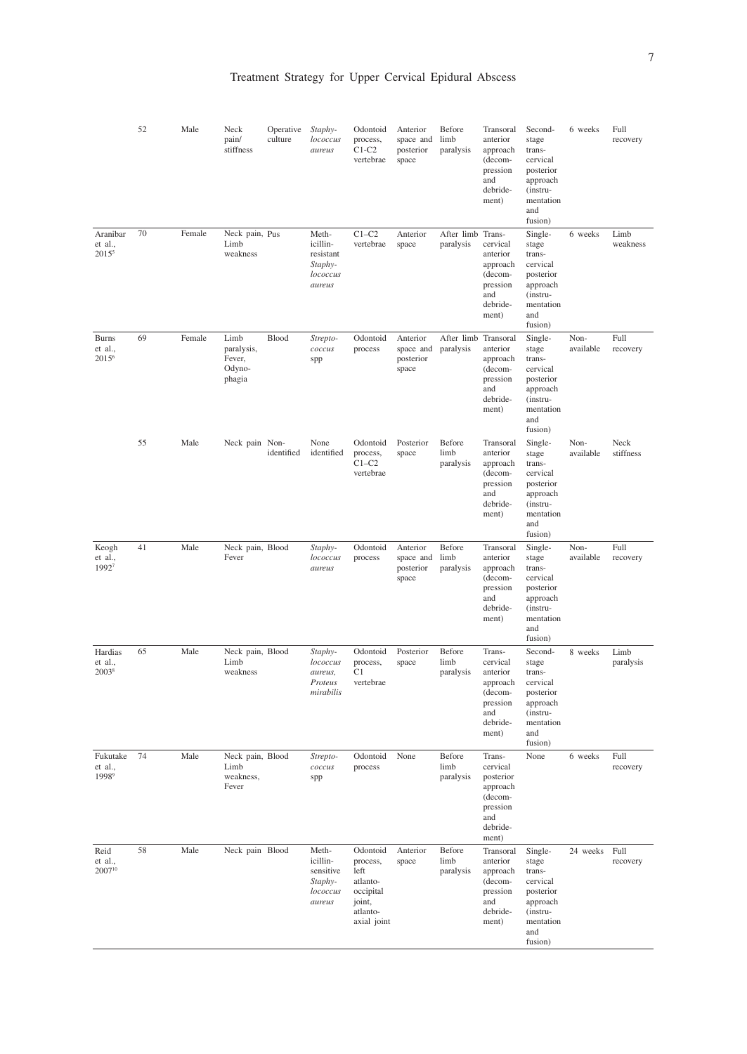| | 52 | Male | Neck pain/ stiffness | Operative culture | *Staphylococcus aureus* | Odontoid process, C1-C2 vertebrae | Anterior space and posterior space | Before limb paralysis | Transoral anterior approach (decompression and debridement) | Second-stage trans-cervical posterior approach (instrumentation and fusion) | 6 weeks | Full recovery |
|---|---|---|---|---|---|---|---|---|---|---|---|---|
| Aranibar et al., 2015[5] | 70 | Female | Neck pain, Limb weakness | Pus | Methicillin-resistant *Staphylococcus aureus* | C1–C2 vertebrae | Anterior space | After limb paralysis | Trans-cervical anterior approach (decompression and debridement) | Single-stage trans-cervical posterior approach (instrumentation and fusion) | 6 weeks | Limb weakness |
| Burns et al., 2015[6] | 69 | Female | Limb paralysis, Fever, Odynophagia | Blood | *Streptococcus* spp | Odontoid process | Anterior space and posterior space | After limb paralysis | Transoral anterior approach (decompression and debridement) | Single-stage trans-cervical posterior approach (instrumentation and fusion) | Non-available | Full recovery |
| | 55 | Male | Neck pain | Non-identified | None identified | Odontoid process, C1–C2 vertebrae | Posterior space | Before limb paralysis | Transoral anterior approach (decompression and debridement) | Single-stage trans-cervical posterior approach (instrumentation and fusion) | Non-available | Neck stiffness |
| Keogh et al., 1992[7] | 41 | Male | Neck pain, Fever | Blood | *Staphylococcus aureus* | Odontoid process | Anterior space and posterior space | Before limb paralysis | Transoral anterior approach (decompression and debridement) | Single-stage trans-cervical posterior approach (instrumentation and fusion) | Non-available | Full recovery |
| Hardias et al., 2003[8] | 65 | Male | Neck pain, Limb weakness | Blood | *Staphylococcus aureus, Proteus mirabilis* | Odontoid process, C1 vertebrae | Posterior space | Before limb paralysis | Trans-cervical anterior approach (decompression and debridement) | Second-stage trans-cervical posterior approach (instrumentation and fusion) | 8 weeks | Limb paralysis |
| Fukutake et al., 1998[9] | 74 | Male | Neck pain, Limb weakness, Fever | Blood | *Streptococcus* spp | Odontoid process | None | Before limb paralysis | Trans-cervical posterior approach (decompression and debridement) | None | 6 weeks | Full recovery |
| Reid et al., 2007[10] | 58 | Male | Neck pain | Blood | Methicillin-sensitive *Staphylococcus aureus* | Odontoid process, left atlanto-occipital joint, atlanto-axial joint | Anterior space | Before limb paralysis | Transoral anterior approach (decompression and debridement) | Single-stage trans-cervical posterior approach (instrumentation and fusion) | 24 weeks | Full recovery |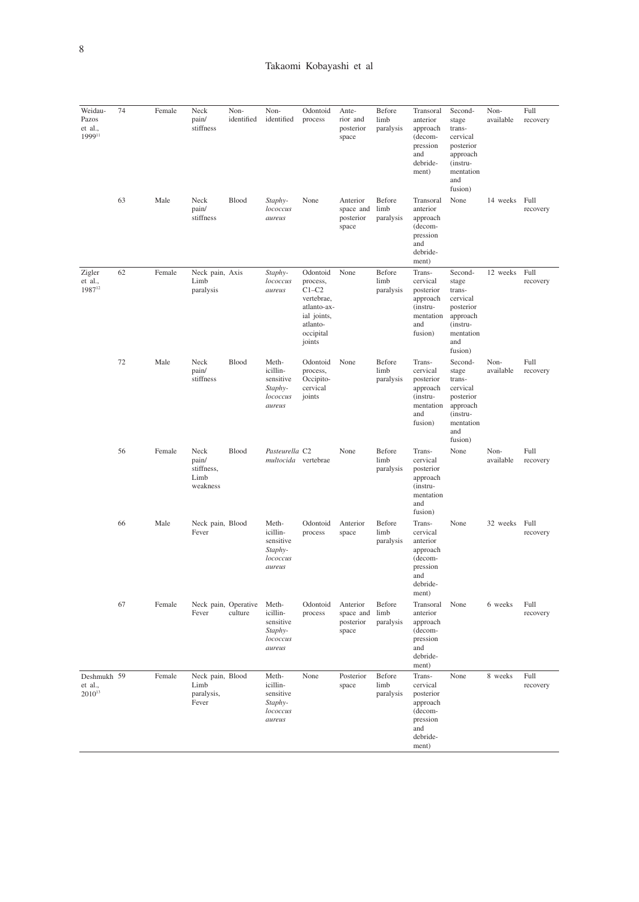| | | | | | | | | | | | | |
|---|---|---|---|---|---|---|---|---|---|---|---|---|
| Weidau-Pazos et al., 1999[11] | 74 | Female | Neck pain/stiffness | Non-identified | Non-identified | Odontoid process | Anterior and posterior space | Before limb paralysis | Transoral anterior approach (decompression and debridement) | Second-stage trans-cervical posterior approach (instrumentation and fusion) | Non-available | Full recovery |
| | 63 | Male | Neck pain/stiffness | Blood | *Staphylococcus aureus* | None | Anterior space and posterior space | Before limb paralysis | Transoral anterior approach (decompression and debridement) | None | 14 weeks | Full recovery |
| Zigler et al., 1987[12] | 62 | Female | Neck pain, Limb paralysis | Axis | *Staphylococcus aureus* | Odontoid process, C1–C2 vertebrae, atlanto-axial joints, atlanto-occipital joints | None | Before limb paralysis | Trans-cervical posterior approach (instrumentation and fusion) | Second-stage trans-cervical posterior approach (instrumentation and fusion) | 12 weeks | Full recovery |
| | 72 | Male | Neck pain/stiffness | Blood | Methicillin-sensitive *Staphylococcus aureus* | Odontoid process, Occipito-cervical joints | None | Before limb paralysis | Trans-cervical posterior approach (instrumentation and fusion) | Second-stage trans-cervical posterior approach (instrumentation and fusion) | Non-available | Full recovery |
| | 56 | Female | Neck pain/stiffness, Limb weakness | Blood | *Pasteurella multocida* | C2 vertebrae | None | Before limb paralysis | Trans-cervical posterior approach (instrumentation and fusion) | None | Non-available | Full recovery |
| | 66 | Male | Neck pain, Fever | Blood | Methicillin-sensitive *Staphylococcus aureus* | Odontoid process | Anterior space | Before limb paralysis | Trans-cervical anterior approach (decompression and debridement) | None | 32 weeks | Full recovery |
| | 67 | Female | Neck pain, Fever | Operative culture | Methicillin-sensitive *Staphylococcus aureus* | Odontoid process | Anterior space and posterior space | Before limb paralysis | Transoral anterior approach (decompression and debridement) | None | 6 weeks | Full recovery |
| Deshmukh et al., 2010[13] | 59 | Female | Neck pain, Limb paralysis, Fever | Blood | Methicillin-sensitive *Staphylococcus aureus* | None | Posterior space | Before limb paralysis | Trans-cervical posterior approach (decompression and debridement) | None | 8 weeks | Full recovery |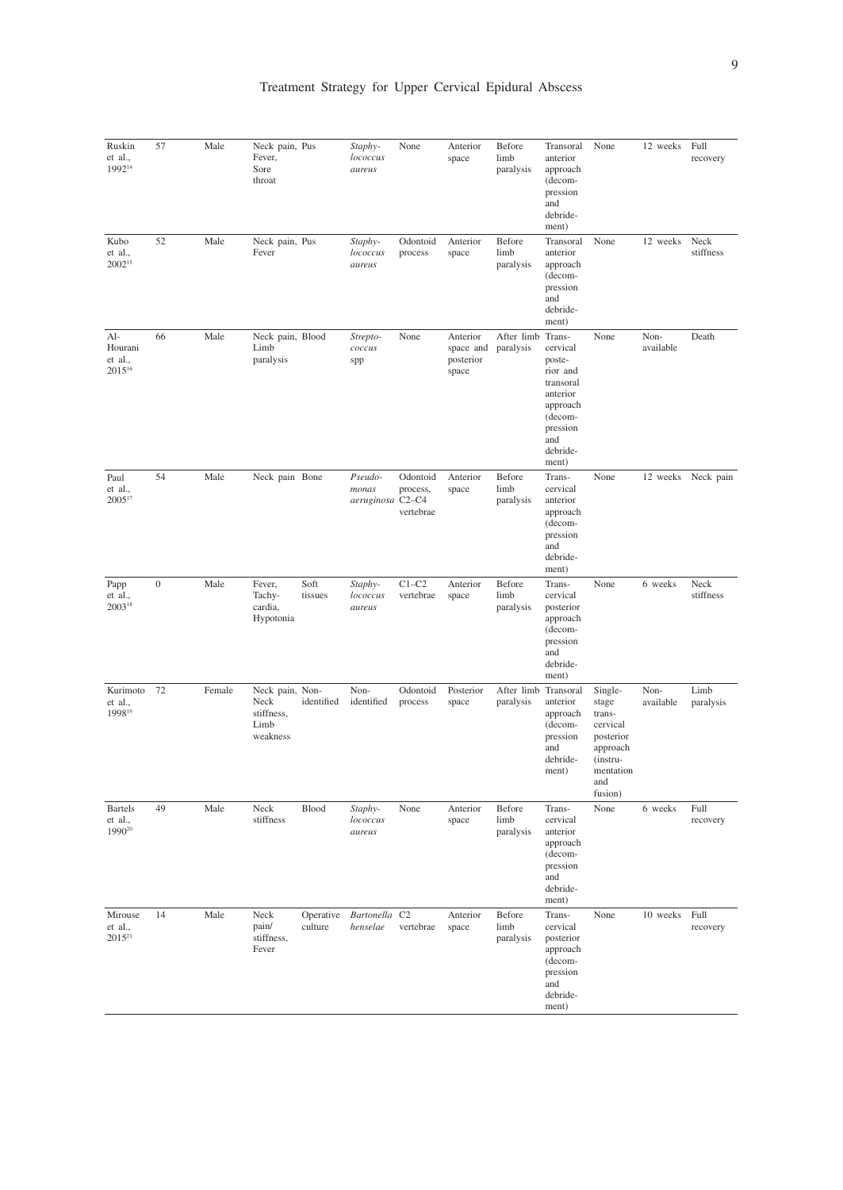| Ruskin et al., 1992[14] | 57 | Male | Neck pain, Fever, Sore throat | Pus | *Staphylococcus aureus* | None | Anterior space | Before limb paralysis | Transoral anterior approach (decompression and debridement) | None | 12 weeks | Full recovery |
|---|---|---|---|---|---|---|---|---|---|---|---|---|
| Kubo et al., 2002[15] | 52 | Male | Neck pain, Fever | Pus | *Staphylococcus aureus* | Odontoid process | Anterior space | Before limb paralysis | Transoral anterior approach (decompression and debridement) | None | 12 weeks | Neck stiffness |
| Al-Hourani et al., 2015[16] | 66 | Male | Neck pain, Limb paralysis | Blood | *Streptococcus* spp | None | Anterior space and posterior space | After limb paralysis | Trans-cervical posterior and transoral anterior approach (decompression and debridement) | None | Non-available | Death |
| Paul et al., 2005[17] | 54 | Male | Neck pain | Bone | *Pseudomonas aeruginosa* | Odontoid process, C2–C4 vertebrae | Anterior space | Before limb paralysis | Trans-cervical anterior approach (decompression and debridement) | None | 12 weeks | Neck pain |
| Papp et al., 2003[18] | 0 | Male | Fever, Tachycardia, Hypotonia | Soft tissues | *Staphylococcus aureus* | C1–C2 vertebrae | Anterior space | Before limb paralysis | Trans-cervical posterior approach (decompression and debridement) | None | 6 weeks | Neck stiffness |
| Kurimoto et al., 1998[19] | 72 | Female | Neck pain, Neck stiffness, Limb weakness | Non-identified | Non-identified | Odontoid process | Posterior space | After limb paralysis | Transoral anterior approach (decompression and debridement) | Single-stage trans-cervical posterior approach (instrumentation and fusion) | Non-available | Limb paralysis |
| Bartels et al., 1990[20] | 49 | Male | Neck stiffness | Blood | *Staphylococcus aureus* | None | Anterior space | Before limb paralysis | Trans-cervical anterior approach (decompression and debridement) | None | 6 weeks | Full recovery |
| Mirouse et al., 2015[21] | 14 | Male | Neck pain/ stiffness, Fever | Operative culture | *Bartonella henselae* | C2 vertebrae | Anterior space | Before limb paralysis | Trans-cervical posterior approach (decompression and debridement) | None | 10 weeks | Full recovery |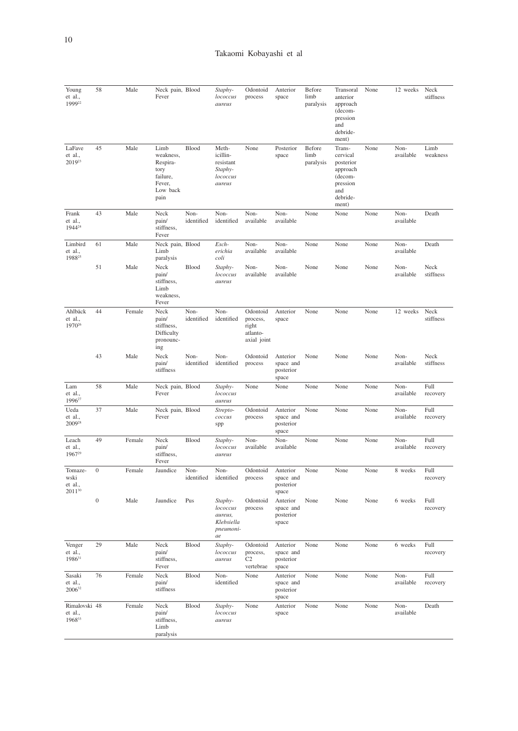| Young et al., 1999[22] | 58 | Male | Neck pain, Fever | Blood | *Staphylococcus aureus* | Odontoid process | Anterior space | Before limb paralysis | Transoral anterior approach (decompression and debridement) | None | 12 weeks | Neck stiffness |
|---|---|---|---|---|---|---|---|---|---|---|---|---|
| LaFave et al., 2019[23] | 45 | Male | Limb weakness, Respiratory failure, Fever, Low back pain | Blood | Methicillin-resistant *Staphylococcus aureus* | None | Posterior space | Before limb paralysis | Transcervical posterior approach (decompression and debridement) | None | Non-available | Limb weakness |
| Frank et al., 1944[24] | 43 | Male | Neck pain/ stiffness, Fever | Non-identified | Non-identified | Non-available | Non-available | None | None | None | Non-available | Death |
| Limbird et al., 1988[25] | 61 | Male | Neck pain, Limb paralysis | Blood | *Escherichia coli* | Non-available | Non-available | None | None | None | Non-available | Death |
| | 51 | Male | Neck pain/ stiffness, Limb weakness, Fever | Blood | *Staphylococcus aureus* | Non-available | Non-available | None | None | None | Non-available | Neck stiffness |
| Ahlbäck et al., 1970[26] | 44 | Female | Neck pain/ stiffness, Difficulty pronouncing | Non-identified | Non-identified | Odontoid process, right atlanto-axial joint | Anterior space | None | None | None | 12 weeks | Neck stiffness |
| | 43 | Male | Neck pain/ stiffness | Non-identified | Non-identified | Odontoid process | Anterior space and posterior space | None | None | None | Non-available | Neck stiffness |
| Lam et al., 1996[27] | 58 | Male | Neck pain, Fever | Blood | *Staphylococcus aureus* | None | None | None | None | None | Non-available | Full recovery |
| Ueda et al., 2009[28] | 37 | Male | Neck pain, Fever | Blood | *Streptococcus* spp | Odontoid process | Anterior space and posterior space | None | None | None | Non-available | Full recovery |
| Leach et al., 1967[29] | 49 | Female | Neck pain/ stiffness, Fever | Blood | *Staphylococcus aureus* | Non-available | Non-available | None | None | None | Non-available | Full recovery |
| Tomazewski et al., 2011[30] | 0 | Female | Jaundice | Non-identified | Non-identified | Odontoid process | Anterior space and posterior space | None | None | None | 8 weeks | Full recovery |
| | 0 | Male | Jaundice | Pus | *Staphylococcus aureus, Klebsiella pneumoniae* | Odontoid process | Anterior space and posterior space | None | None | None | 6 weeks | Full recovery |
| Venger et al., 1986[31] | 29 | Male | Neck pain/ stiffness, Fever | Blood | *Staphylococcus aureus* | Odontoid process, C2 vertebrae | Anterior space and posterior space | None | None | None | 6 weeks | Full recovery |
| Sasaki et al., 2006[32] | 76 | Female | Neck pain/ stiffness | Blood | Non-identified | None | Anterior space and posterior space | None | None | None | Non-available | Full recovery |
| Rimalovski et al., 1968[33] | 48 | Female | Neck pain/ stiffness, Limb paralysis | Blood | *Staphylococcus aureus* | None | Anterior space | None | None | None | Non-available | Death |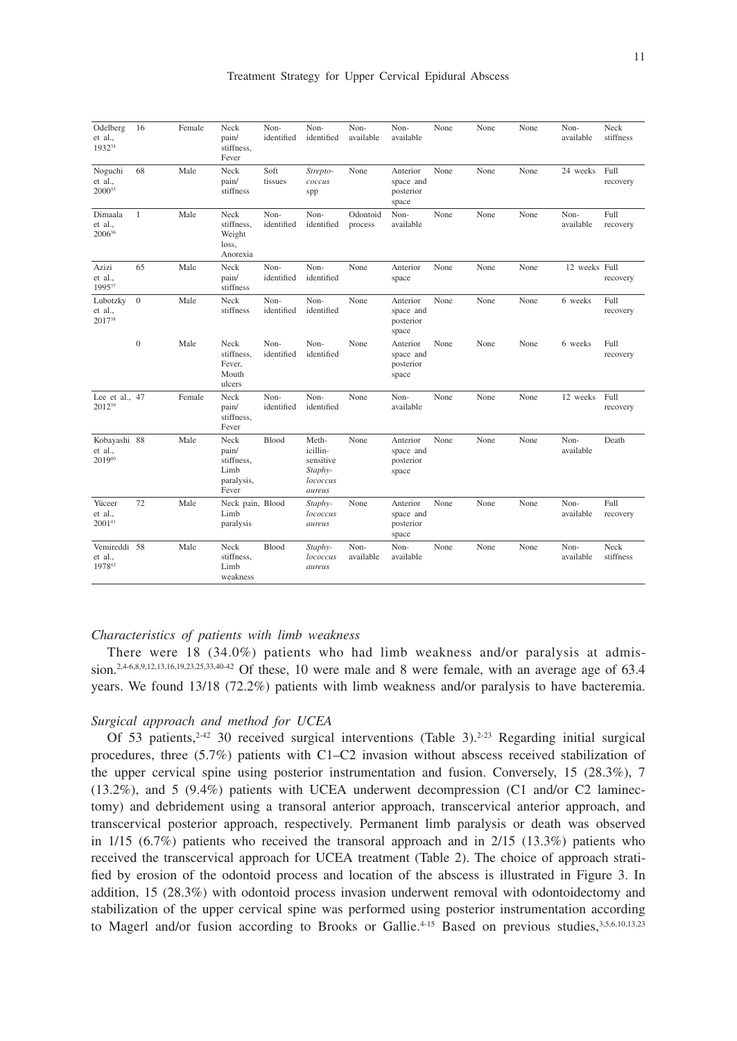| | | | | | | | | | | | | |
|---|---|---|---|---|---|---|---|---|---|---|---|---|
| Odelberg et al., 1932[34] | 16 | Female | Neck pain/ stiffness, Fever | Non-identified | Non-identified | Non-available | Non-available | None | None | None | Non-available | Neck stiffness |
| Noguchi et al., 2000[35] | 68 | Male | Neck pain/ stiffness | Soft tissues | *Streptococcus* spp | None | Anterior space and posterior space | None | None | None | 24 weeks | Full recovery |
| Dimaala et al., 2006[36] | 1 | Male | Neck stiffness, Weight loss, Anorexia | Non-identified | Non-identified | Odontoid process | Non-available | None | None | None | Non-available | Full recovery |
| Azizi et al., 1995[37] | 65 | Male | Neck pain/ stiffness | Non-identified | Non-identified | None | Anterior space | None | None | None | 12 weeks | Full recovery |
| Lubotzky et al., 2017[38] | 0 | Male | Neck stiffness | Non-identified | Non-identified | None | Anterior space and posterior space | None | None | None | 6 weeks | Full recovery |
| | 0 | Male | Neck stiffness, Fever, Mouth ulcers | Non-identified | Non-identified | None | Anterior space and posterior space | None | None | None | 6 weeks | Full recovery |
| Lee et al., 2012[39] | 47 | Female | Neck pain/ stiffness, Fever | Non-identified | Non-identified | None | Non-available | None | None | None | 12 weeks | Full recovery |
| Kobayashi et al., 2019[40] | 88 | Male | Neck pain/ stiffness, Limb paralysis, Fever | Blood | Methicillin-sensitive *Staphylococcus aureus* | None | Anterior space and posterior space | None | None | None | Non-available | Death |
| Yüceer et al., 2001[41] | 72 | Male | Neck pain, Limb paralysis | Blood | *Staphylococcus aureus* | None | Anterior space and posterior space | None | None | None | Non-available | Full recovery |
| Vemireddi et al., 1978[42] | 58 | Male | Neck stiffness, Limb weakness | Blood | *Staphylococcus aureus* | Non-available | Non-available | None | None | None | Non-available | Neck stiffness |

*Characteristics of patients with limb weakness*

There were 18 (34.0%) patients who had limb weakness and/or paralysis at admission.[2,4-6,8,9,12,13,16,19,23,25,33,40-42] Of these, 10 were male and 8 were female, with an average age of 63.4 years. We found 13/18 (72.2%) patients with limb weakness and/or paralysis to have bacteremia.

*Surgical approach and method for UCEA*

Of 53 patients,[2-42] 30 received surgical interventions (Table 3).[2-23] Regarding initial surgical procedures, three (5.7%) patients with C1–C2 invasion without abscess received stabilization of the upper cervical spine using posterior instrumentation and fusion. Conversely, 15 (28.3%), 7 (13.2%), and 5 (9.4%) patients with UCEA underwent decompression (C1 and/or C2 laminectomy) and debridement using a transoral anterior approach, transcervical anterior approach, and transcervical posterior approach, respectively. Permanent limb paralysis or death was observed in 1/15 (6.7%) patients who received the transoral approach and in 2/15 (13.3%) patients who received the transcervical approach for UCEA treatment (Table 2). The choice of approach stratified by erosion of the odontoid process and location of the abscess is illustrated in Figure 3. In addition, 15 (28.3%) with odontoid process invasion underwent removal with odontoidectomy and stabilization of the upper cervical spine was performed using posterior instrumentation according to Magerl and/or fusion according to Brooks or Gallie.[4-15] Based on previous studies,[3,5,6,10,13,23]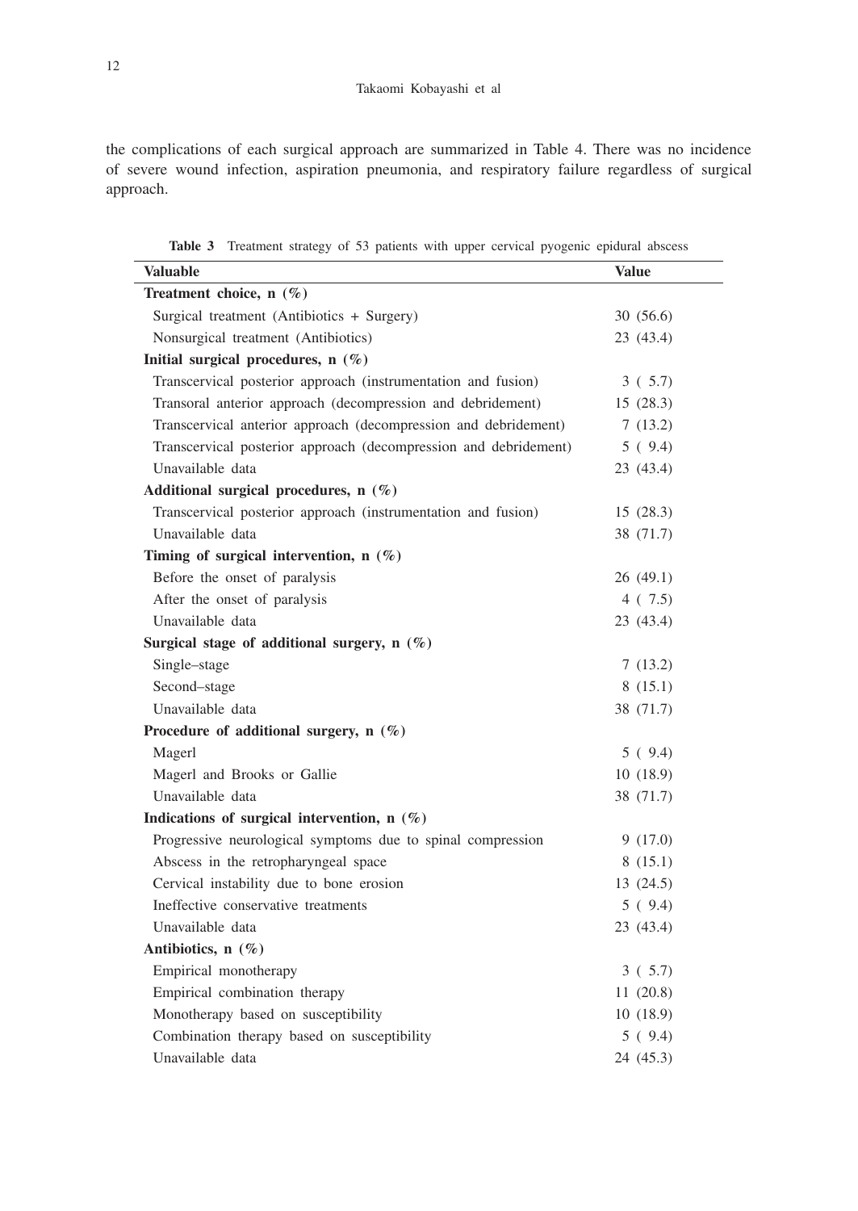the complications of each surgical approach are summarized in Table 4. There was no incidence of severe wound infection, aspiration pneumonia, and respiratory failure regardless of surgical approach.

**Table 3** Treatment strategy of 53 patients with upper cervical pyogenic epidural abscess

| Valuable | Value |
|---|---|
| **Treatment choice, n (%)** | |
| Surgical treatment (Antibiotics + Surgery) | 30 (56.6) |
| Nonsurgical treatment (Antibiotics) | 23 (43.4) |
| **Initial surgical procedures, n (%)** | |
| Transcervical posterior approach (instrumentation and fusion) | 3 ( 5.7) |
| Transoral anterior approach (decompression and debridement) | 15 (28.3) |
| Transcervical anterior approach (decompression and debridement) | 7 (13.2) |
| Transcervical posterior approach (decompression and debridement) | 5 ( 9.4) |
| Unavailable data | 23 (43.4) |
| **Additional surgical procedures, n (%)** | |
| Transcervical posterior approach (instrumentation and fusion) | 15 (28.3) |
| Unavailable data | 38 (71.7) |
| **Timing of surgical intervention, n (%)** | |
| Before the onset of paralysis | 26 (49.1) |
| After the onset of paralysis | 4 ( 7.5) |
| Unavailable data | 23 (43.4) |
| **Surgical stage of additional surgery, n (%)** | |
| Single–stage | 7 (13.2) |
| Second–stage | 8 (15.1) |
| Unavailable data | 38 (71.7) |
| **Procedure of additional surgery, n (%)** | |
| Magerl | 5 ( 9.4) |
| Magerl and Brooks or Gallie | 10 (18.9) |
| Unavailable data | 38 (71.7) |
| **Indications of surgical intervention, n (%)** | |
| Progressive neurological symptoms due to spinal compression | 9 (17.0) |
| Abscess in the retropharyngeal space | 8 (15.1) |
| Cervical instability due to bone erosion | 13 (24.5) |
| Ineffective conservative treatments | 5 ( 9.4) |
| Unavailable data | 23 (43.4) |
| **Antibiotics, n (%)** | |
| Empirical monotherapy | 3 ( 5.7) |
| Empirical combination therapy | 11 (20.8) |
| Monotherapy based on susceptibility | 10 (18.9) |
| Combination therapy based on susceptibility | 5 ( 9.4) |
| Unavailable data | 24 (45.3) |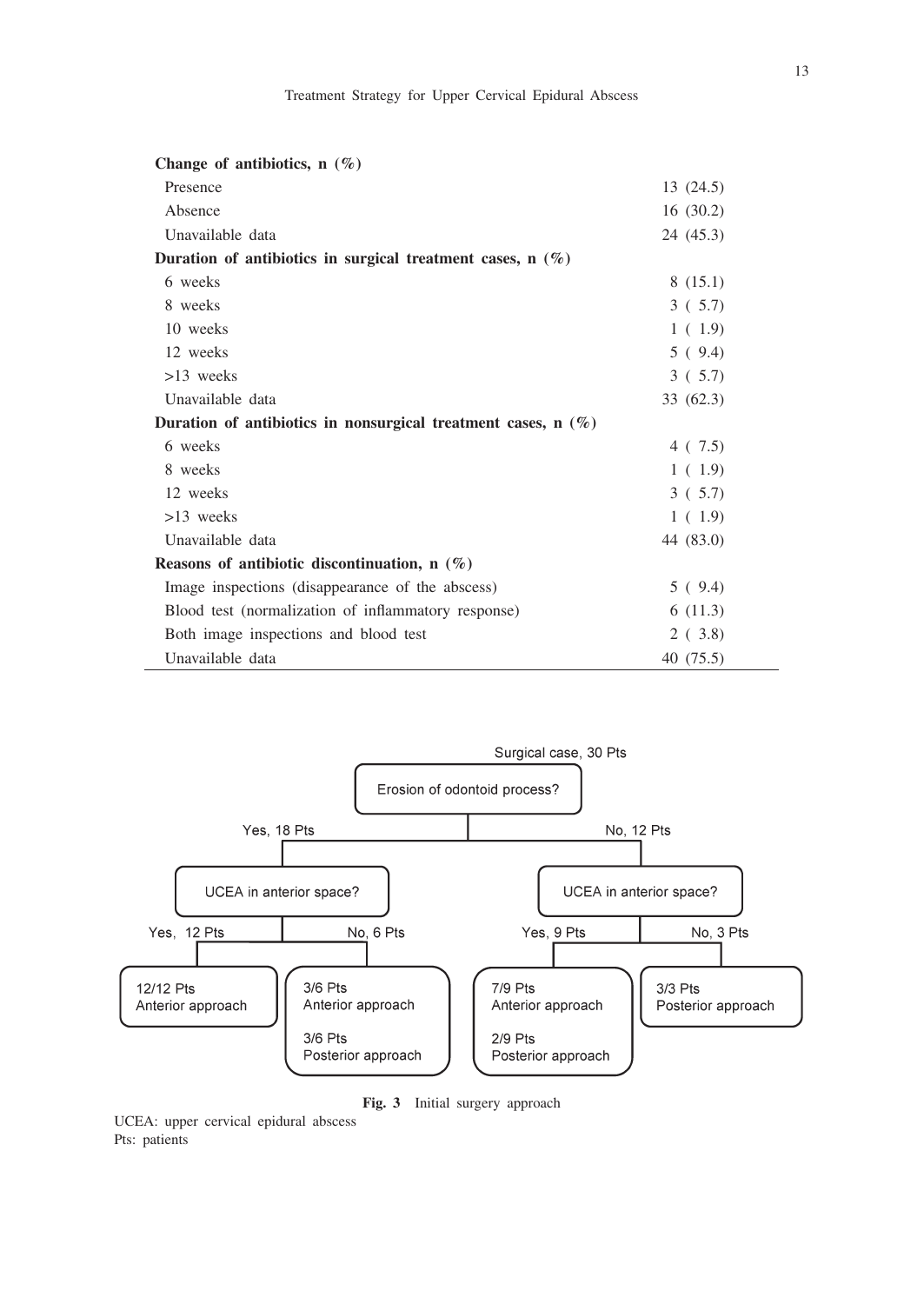| | |
|---|---|
| **Change of antibiotics, n (%)** | |
| Presence | 13 (24.5) |
| Absence | 16 (30.2) |
| Unavailable data | 24 (45.3) |
| **Duration of antibiotics in surgical treatment cases, n (%)** | |
| 6 weeks | 8 (15.1) |
| 8 weeks | 3 ( 5.7) |
| 10 weeks | 1 ( 1.9) |
| 12 weeks | 5 ( 9.4) |
| >13 weeks | 3 ( 5.7) |
| Unavailable data | 33 (62.3) |
| **Duration of antibiotics in nonsurgical treatment cases, n (%)** | |
| 6 weeks | 4 ( 7.5) |
| 8 weeks | 1 ( 1.9) |
| 12 weeks | 3 ( 5.7) |
| >13 weeks | 1 ( 1.9) |
| Unavailable data | 44 (83.0) |
| **Reasons of antibiotic discontinuation, n (%)** | |
| Image inspections (disappearance of the abscess) | 5 ( 9.4) |
| Blood test (normalization of inflammatory response) | 6 (11.3) |
| Both image inspections and blood test | 2 ( 3.8) |
| Unavailable data | 40 (75.5) |

Surgical case, 30 Pts

Erosion of odontoid process?

- Yes, 18 Pts
  - UCEA in anterior space?
    - Yes, 12 Pts: 12/12 Pts Anterior approach
    - No, 6 Pts: 3/6 Pts Anterior approach; 3/6 Pts Posterior approach
- No, 12 Pts
  - UCEA in anterior space?
    - Yes, 9 Pts: 7/9 Pts Anterior approach; 2/9 Pts Posterior approach
    - No, 3 Pts: 3/3 Pts Posterior approach

**Fig. 3** Initial surgery approach

UCEA: upper cervical epidural abscess
Pts: patients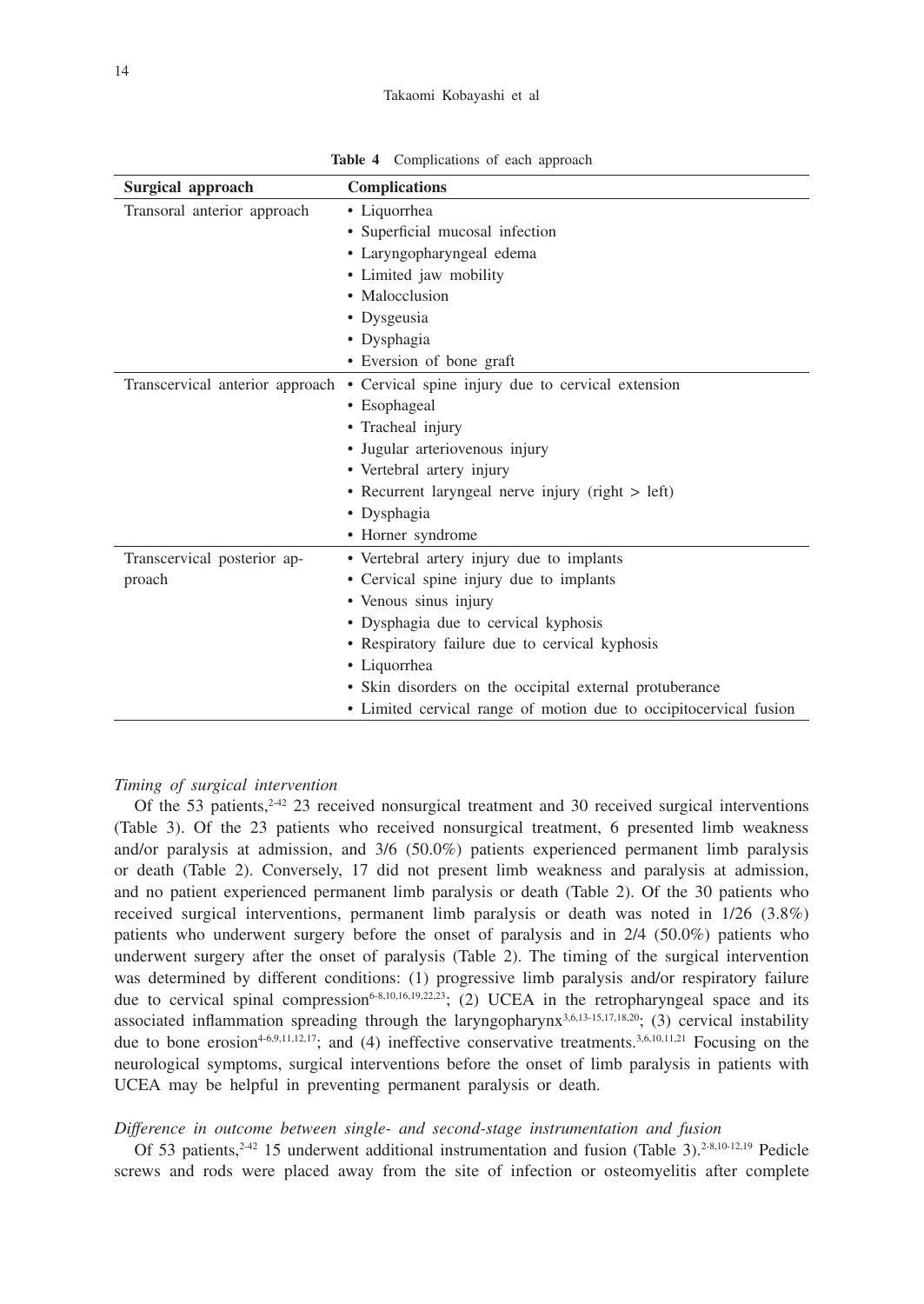**Table 4** Complications of each approach

| Surgical approach | Complications |
|---|---|
| Transoral anterior approach | • Liquorrhea<br>• Superficial mucosal infection<br>• Laryngopharyngeal edema<br>• Limited jaw mobility<br>• Malocclusion<br>• Dysgeusia<br>• Dysphagia<br>• Eversion of bone graft |
| Transcervical anterior approach | • Cervical spine injury due to cervical extension<br>• Esophageal<br>• Tracheal injury<br>• Jugular arteriovenous injury<br>• Vertebral artery injury<br>• Recurrent laryngeal nerve injury (right > left)<br>• Dysphagia<br>• Horner syndrome |
| Transcervical posterior approach | • Vertebral artery injury due to implants<br>• Cervical spine injury due to implants<br>• Venous sinus injury<br>• Dysphagia due to cervical kyphosis<br>• Respiratory failure due to cervical kyphosis<br>• Liquorrhea<br>• Skin disorders on the occipital external protuberance<br>• Limited cervical range of motion due to occipitocervical fusion |

*Timing of surgical intervention*

Of the 53 patients,[2-42] 23 received nonsurgical treatment and 30 received surgical interventions (Table 3). Of the 23 patients who received nonsurgical treatment, 6 presented limb weakness and/or paralysis at admission, and 3/6 (50.0%) patients experienced permanent limb paralysis or death (Table 2). Conversely, 17 did not present limb weakness and paralysis at admission, and no patient experienced permanent limb paralysis or death (Table 2). Of the 30 patients who received surgical interventions, permanent limb paralysis or death was noted in 1/26 (3.8%) patients who underwent surgery before the onset of paralysis and in 2/4 (50.0%) patients who underwent surgery after the onset of paralysis (Table 2). The timing of the surgical intervention was determined by different conditions: (1) progressive limb paralysis and/or respiratory failure due to cervical spinal compression[6-8,10,16,19,22,23]; (2) UCEA in the retropharyngeal space and its associated inflammation spreading through the laryngopharynx[3,6,13-15,17,18,20]; (3) cervical instability due to bone erosion[4-6,9,11,12,17]; and (4) ineffective conservative treatments.[3,6,10,11,21] Focusing on the neurological symptoms, surgical interventions before the onset of limb paralysis in patients with UCEA may be helpful in preventing permanent paralysis or death.

*Difference in outcome between single- and second-stage instrumentation and fusion*

Of 53 patients,[2-42] 15 underwent additional instrumentation and fusion (Table 3).[2-8,10-12,19] Pedicle screws and rods were placed away from the site of infection or osteomyelitis after complete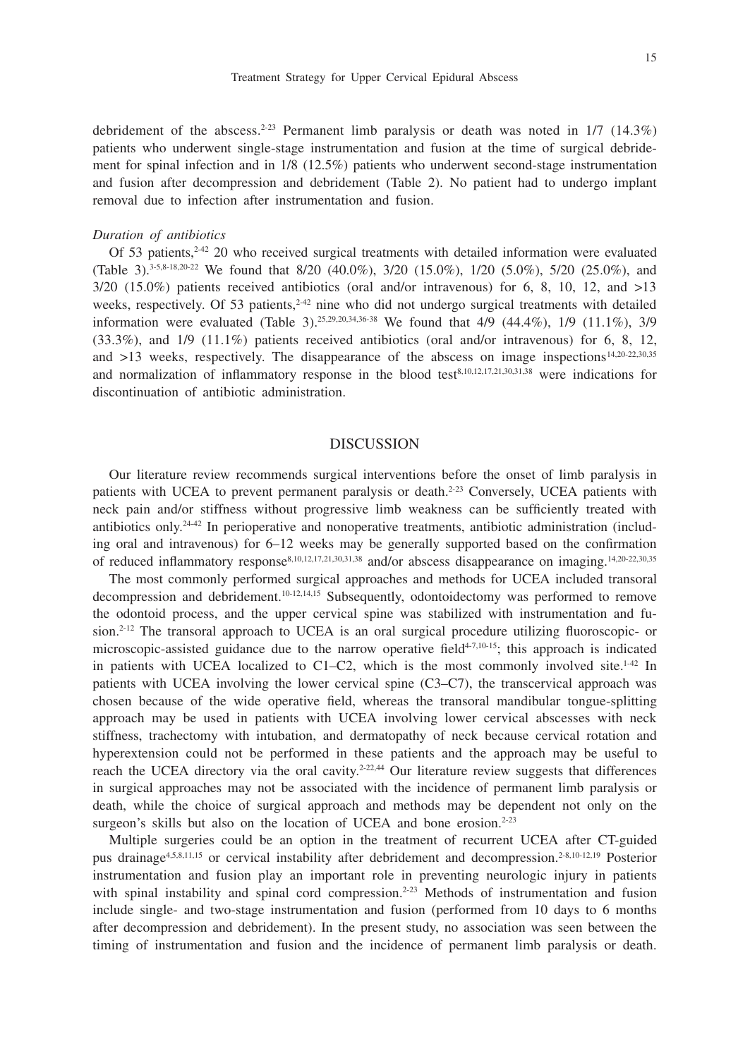debridement of the abscess.[2-23] Permanent limb paralysis or death was noted in 1/7 (14.3%) patients who underwent single-stage instrumentation and fusion at the time of surgical debridement for spinal infection and in 1/8 (12.5%) patients who underwent second-stage instrumentation and fusion after decompression and debridement (Table 2). No patient had to undergo implant removal due to infection after instrumentation and fusion.

*Duration of antibiotics*

Of 53 patients,[2-42] 20 who received surgical treatments with detailed information were evaluated (Table 3).[3-5,8-18,20-22] We found that 8/20 (40.0%), 3/20 (15.0%), 1/20 (5.0%), 5/20 (25.0%), and 3/20 (15.0%) patients received antibiotics (oral and/or intravenous) for 6, 8, 10, 12, and >13 weeks, respectively. Of 53 patients,[2-42] nine who did not undergo surgical treatments with detailed information were evaluated (Table 3).[25,29,20,34,36-38] We found that 4/9 (44.4%), 1/9 (11.1%), 3/9 (33.3%), and 1/9 (11.1%) patients received antibiotics (oral and/or intravenous) for 6, 8, 12, and >13 weeks, respectively. The disappearance of the abscess on image inspections[14,20-22,30,35] and normalization of inflammatory response in the blood test[8,10,12,17,21,30,31,38] were indications for discontinuation of antibiotic administration.

## DISCUSSION

Our literature review recommends surgical interventions before the onset of limb paralysis in patients with UCEA to prevent permanent paralysis or death.[2-23] Conversely, UCEA patients with neck pain and/or stiffness without progressive limb weakness can be sufficiently treated with antibiotics only.[24-42] In perioperative and nonoperative treatments, antibiotic administration (including oral and intravenous) for 6–12 weeks may be generally supported based on the confirmation of reduced inflammatory response[8,10,12,17,21,30,31,38] and/or abscess disappearance on imaging.[14,20-22,30,35]

The most commonly performed surgical approaches and methods for UCEA included transoral decompression and debridement.[10-12,14,15] Subsequently, odontoidectomy was performed to remove the odontoid process, and the upper cervical spine was stabilized with instrumentation and fusion.[2-12] The transoral approach to UCEA is an oral surgical procedure utilizing fluoroscopic- or microscopic-assisted guidance due to the narrow operative field[4-7,10-15]; this approach is indicated in patients with UCEA localized to C1–C2, which is the most commonly involved site.[1-42] In patients with UCEA involving the lower cervical spine (C3–C7), the transcervical approach was chosen because of the wide operative field, whereas the transoral mandibular tongue-splitting approach may be used in patients with UCEA involving lower cervical abscesses with neck stiffness, trachectomy with intubation, and dermatopathy of neck because cervical rotation and hyperextension could not be performed in these patients and the approach may be useful to reach the UCEA directory via the oral cavity.[2-22,44] Our literature review suggests that differences in surgical approaches may not be associated with the incidence of permanent limb paralysis or death, while the choice of surgical approach and methods may be dependent not only on the surgeon's skills but also on the location of UCEA and bone erosion.[2-23]

Multiple surgeries could be an option in the treatment of recurrent UCEA after CT-guided pus drainage[4,5,8,11,15] or cervical instability after debridement and decompression.[2-8,10-12,19] Posterior instrumentation and fusion play an important role in preventing neurologic injury in patients with spinal instability and spinal cord compression.[2-23] Methods of instrumentation and fusion include single- and two-stage instrumentation and fusion (performed from 10 days to 6 months after decompression and debridement). In the present study, no association was seen between the timing of instrumentation and fusion and the incidence of permanent limb paralysis or death.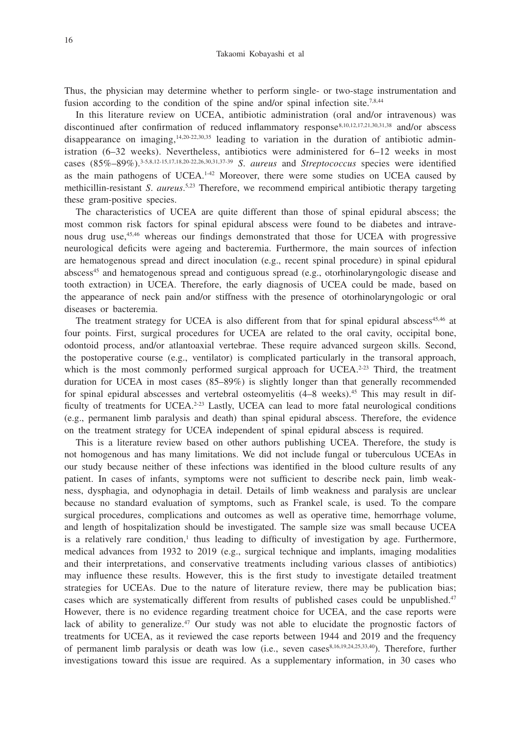Thus, the physician may determine whether to perform single- or two-stage instrumentation and fusion according to the condition of the spine and/or spinal infection site.[7,8,44]

In this literature review on UCEA, antibiotic administration (oral and/or intravenous) was discontinued after confirmation of reduced inflammatory response[8,10,12,17,21,30,31,38] and/or abscess disappearance on imaging,[14,20-22,30,35] leading to variation in the duration of antibiotic administration (6–32 weeks). Nevertheless, antibiotics were administered for 6–12 weeks in most cases (85%–89%).[3-5,8,12-15,17,18,20-22,26,30,31,37-39] *S. aureus* and *Streptococcus* species were identified as the main pathogens of UCEA.[1-42] Moreover, there were some studies on UCEA caused by methicillin-resistant *S. aureus*.[5,23] Therefore, we recommend empirical antibiotic therapy targeting these gram-positive species.

The characteristics of UCEA are quite different than those of spinal epidural abscess; the most common risk factors for spinal epidural abscess were found to be diabetes and intravenous drug use,[45,46] whereas our findings demonstrated that those for UCEA with progressive neurological deficits were ageing and bacteremia. Furthermore, the main sources of infection are hematogenous spread and direct inoculation (e.g., recent spinal procedure) in spinal epidural abscess[45] and hematogenous spread and contiguous spread (e.g., otorhinolaryngologic disease and tooth extraction) in UCEA. Therefore, the early diagnosis of UCEA could be made, based on the appearance of neck pain and/or stiffness with the presence of otorhinolaryngologic or oral diseases or bacteremia.

The treatment strategy for UCEA is also different from that for spinal epidural abscess[45,46] at four points. First, surgical procedures for UCEA are related to the oral cavity, occipital bone, odontoid process, and/or atlantoaxial vertebrae. These require advanced surgeon skills. Second, the postoperative course (e.g., ventilator) is complicated particularly in the transoral approach, which is the most commonly performed surgical approach for UCEA.[2-23] Third, the treatment duration for UCEA in most cases (85–89%) is slightly longer than that generally recommended for spinal epidural abscesses and vertebral osteomyelitis (4–8 weeks).[45] This may result in difficulty of treatments for UCEA.[2-23] Lastly, UCEA can lead to more fatal neurological conditions (e.g., permanent limb paralysis and death) than spinal epidural abscess. Therefore, the evidence on the treatment strategy for UCEA independent of spinal epidural abscess is required.

This is a literature review based on other authors publishing UCEA. Therefore, the study is not homogenous and has many limitations. We did not include fungal or tuberculous UCEAs in our study because neither of these infections was identified in the blood culture results of any patient. In cases of infants, symptoms were not sufficient to describe neck pain, limb weakness, dysphagia, and odynophagia in detail. Details of limb weakness and paralysis are unclear because no standard evaluation of symptoms, such as Frankel scale, is used. To the compare surgical procedures, complications and outcomes as well as operative time, hemorrhage volume, and length of hospitalization should be investigated. The sample size was small because UCEA is a relatively rare condition,[1] thus leading to difficulty of investigation by age. Furthermore, medical advances from 1932 to 2019 (e.g., surgical technique and implants, imaging modalities and their interpretations, and conservative treatments including various classes of antibiotics) may influence these results. However, this is the first study to investigate detailed treatment strategies for UCEAs. Due to the nature of literature review, there may be publication bias; cases which are systematically different from results of published cases could be unpublished.[47] However, there is no evidence regarding treatment choice for UCEA, and the case reports were lack of ability to generalize.[47] Our study was not able to elucidate the prognostic factors of treatments for UCEA, as it reviewed the case reports between 1944 and 2019 and the frequency of permanent limb paralysis or death was low (i.e., seven cases[8,16,19,24,25,33,40]). Therefore, further investigations toward this issue are required. As a supplementary information, in 30 cases who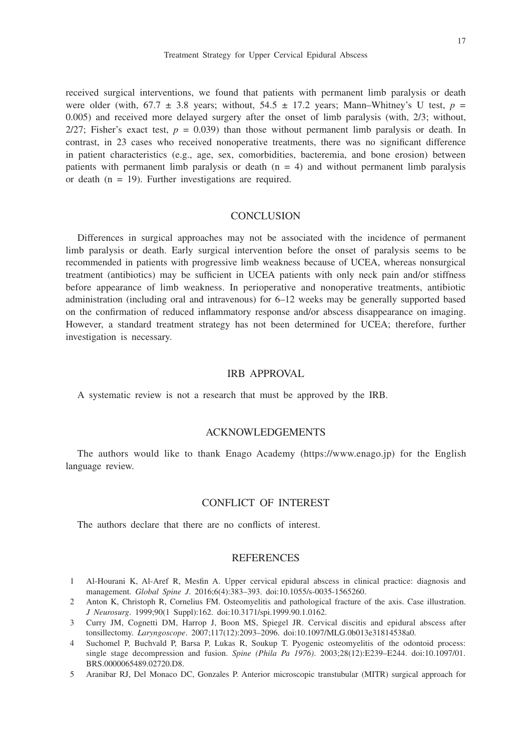received surgical interventions, we found that patients with permanent limb paralysis or death were older (with, 67.7 ± 3.8 years; without, 54.5 ± 17.2 years; Mann–Whitney's U test, $p$ = 0.005) and received more delayed surgery after the onset of limb paralysis (with, 2/3; without, 2/27; Fisher's exact test, $p$ = 0.039) than those without permanent limb paralysis or death. In contrast, in 23 cases who received nonoperative treatments, there was no significant difference in patient characteristics (e.g., age, sex, comorbidities, bacteremia, and bone erosion) between patients with permanent limb paralysis or death (n = 4) and without permanent limb paralysis or death (n = 19). Further investigations are required.

## CONCLUSION

Differences in surgical approaches may not be associated with the incidence of permanent limb paralysis or death. Early surgical intervention before the onset of paralysis seems to be recommended in patients with progressive limb weakness because of UCEA, whereas nonsurgical treatment (antibiotics) may be sufficient in UCEA patients with only neck pain and/or stiffness before appearance of limb weakness. In perioperative and nonoperative treatments, antibiotic administration (including oral and intravenous) for 6–12 weeks may be generally supported based on the confirmation of reduced inflammatory response and/or abscess disappearance on imaging. However, a standard treatment strategy has not been determined for UCEA; therefore, further investigation is necessary.

## IRB APPROVAL

A systematic review is not a research that must be approved by the IRB.

## ACKNOWLEDGEMENTS

The authors would like to thank Enago Academy (https://www.enago.jp) for the English language review.

## CONFLICT OF INTEREST

The authors declare that there are no conflicts of interest.

## REFERENCES

1. Al-Hourani K, Al-Aref R, Mesfin A. Upper cervical epidural abscess in clinical practice: diagnosis and management. *Global Spine J*. 2016;6(4):383–393. doi:10.1055/s-0035-1565260.
2. Anton K, Christoph R, Cornelius FM. Osteomyelitis and pathological fracture of the axis. Case illustration. *J Neurosurg*. 1999;90(1 Suppl):162. doi:10.3171/spi.1999.90.1.0162.
3. Curry JM, Cognetti DM, Harrop J, Boon MS, Spiegel JR. Cervical discitis and epidural abscess after tonsillectomy. *Laryngoscope*. 2007;117(12):2093–2096. doi:10.1097/MLG.0b013e31814538a0.
4. Suchomel P, Buchvald P, Barsa P, Lukas R, Soukup T. Pyogenic osteomyelitis of the odontoid process: single stage decompression and fusion. *Spine (Phila Pa 1976)*. 2003;28(12):E239–E244. doi:10.1097/01.BRS.0000065489.02720.D8.
5. Aranibar RJ, Del Monaco DC, Gonzales P. Anterior microscopic transtubular (MITR) surgical approach for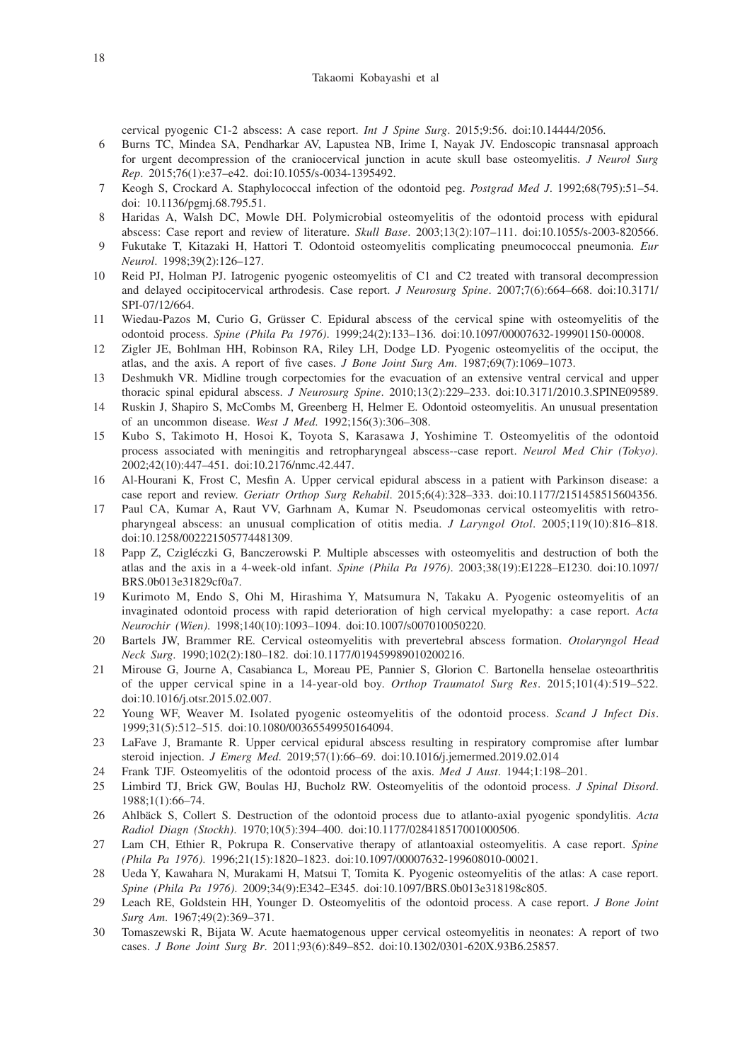cervical pyogenic C1-2 abscess: A case report. *Int J Spine Surg*. 2015;9:56. doi:10.14444/2056.

6 Burns TC, Mindea SA, Pendharkar AV, Lapustea NB, Irime I, Nayak JV. Endoscopic transnasal approach for urgent decompression of the craniocervical junction in acute skull base osteomyelitis. *J Neurol Surg Rep*. 2015;76(1):e37–e42. doi:10.1055/s-0034-1395492.

7 Keogh S, Crockard A. Staphylococcal infection of the odontoid peg. *Postgrad Med J*. 1992;68(795):51–54. doi: 10.1136/pgmj.68.795.51.

8 Haridas A, Walsh DC, Mowle DH. Polymicrobial osteomyelitis of the odontoid process with epidural abscess: Case report and review of literature. *Skull Base*. 2003;13(2):107–111. doi:10.1055/s-2003-820566.

9 Fukutake T, Kitazaki H, Hattori T. Odontoid osteomyelitis complicating pneumococcal pneumonia. *Eur Neurol*. 1998;39(2):126–127.

10 Reid PJ, Holman PJ. Iatrogenic pyogenic osteomyelitis of C1 and C2 treated with transoral decompression and delayed occipitocervical arthrodesis. Case report. *J Neurosurg Spine*. 2007;7(6):664–668. doi:10.3171/SPI-07/12/664.

11 Wiedau-Pazos M, Curio G, Grüsser C. Epidural abscess of the cervical spine with osteomyelitis of the odontoid process. *Spine (Phila Pa 1976)*. 1999;24(2):133–136. doi:10.1097/00007632-199901150-00008.

12 Zigler JE, Bohlman HH, Robinson RA, Riley LH, Dodge LD. Pyogenic osteomyelitis of the occiput, the atlas, and the axis. A report of five cases. *J Bone Joint Surg Am*. 1987;69(7):1069–1073.

13 Deshmukh VR. Midline trough corpectomies for the evacuation of an extensive ventral cervical and upper thoracic spinal epidural abscess. *J Neurosurg Spine*. 2010;13(2):229–233. doi:10.3171/2010.3.SPINE09589.

14 Ruskin J, Shapiro S, McCombs M, Greenberg H, Helmer E. Odontoid osteomyelitis. An unusual presentation of an uncommon disease. *West J Med*. 1992;156(3):306–308.

15 Kubo S, Takimoto H, Hosoi K, Toyota S, Karasawa J, Yoshimine T. Osteomyelitis of the odontoid process associated with meningitis and retropharyngeal abscess--case report. *Neurol Med Chir (Tokyo)*. 2002;42(10):447–451. doi:10.2176/nmc.42.447.

16 Al-Hourani K, Frost C, Mesfin A. Upper cervical epidural abscess in a patient with Parkinson disease: a case report and review. *Geriatr Orthop Surg Rehabil*. 2015;6(4):328–333. doi:10.1177/2151458515604356.

17 Paul CA, Kumar A, Raut VV, Garhnam A, Kumar N. Pseudomonas cervical osteomyelitis with retropharyngeal abscess: an unusual complication of otitis media. *J Laryngol Otol*. 2005;119(10):816–818. doi:10.1258/002221505774481309.

18 Papp Z, Czigléczki G, Banczerowski P. Multiple abscesses with osteomyelitis and destruction of both the atlas and the axis in a 4-week-old infant. *Spine (Phila Pa 1976)*. 2003;38(19):E1228–E1230. doi:10.1097/BRS.0b013e31829cf0a7.

19 Kurimoto M, Endo S, Ohi M, Hirashima Y, Matsumura N, Takaku A. Pyogenic osteomyelitis of an invaginated odontoid process with rapid deterioration of high cervical myelopathy: a case report. *Acta Neurochir (Wien)*. 1998;140(10):1093–1094. doi:10.1007/s007010050220.

20 Bartels JW, Brammer RE. Cervical osteomyelitis with prevertebral abscess formation. *Otolaryngol Head Neck Surg*. 1990;102(2):180–182. doi:10.1177/019459989010200216.

21 Mirouse G, Journe A, Casabianca L, Moreau PE, Pannier S, Glorion C. Bartonella henselae osteoarthritis of the upper cervical spine in a 14-year-old boy. *Orthop Traumatol Surg Res*. 2015;101(4):519–522. doi:10.1016/j.otsr.2015.02.007.

22 Young WF, Weaver M. Isolated pyogenic osteomyelitis of the odontoid process. *Scand J Infect Dis*. 1999;31(5):512–515. doi:10.1080/00365549950164094.

23 LaFave J, Bramante R. Upper cervical epidural abscess resulting in respiratory compromise after lumbar steroid injection. *J Emerg Med*. 2019;57(1):66–69. doi:10.1016/j.jemermed.2019.02.014

24 Frank TJF. Osteomyelitis of the odontoid process of the axis. *Med J Aust*. 1944;1:198–201.

25 Limbird TJ, Brick GW, Boulas HJ, Bucholz RW. Osteomyelitis of the odontoid process. *J Spinal Disord*. 1988;1(1):66–74.

26 Ahlbäck S, Collert S. Destruction of the odontoid process due to atlanto-axial pyogenic spondylitis. *Acta Radiol Diagn (Stockh)*. 1970;10(5):394–400. doi:10.1177/028418517001000506.

27 Lam CH, Ethier R, Pokrupa R. Conservative therapy of atlantoaxial osteomyelitis. A case report. *Spine (Phila Pa 1976)*. 1996;21(15):1820–1823. doi:10.1097/00007632-199608010-00021.

28 Ueda Y, Kawahara N, Murakami H, Matsui T, Tomita K. Pyogenic osteomyelitis of the atlas: A case report. *Spine (Phila Pa 1976)*. 2009;34(9):E342–E345. doi:10.1097/BRS.0b013e318198c805.

29 Leach RE, Goldstein HH, Younger D. Osteomyelitis of the odontoid process. A case report. *J Bone Joint Surg Am*. 1967;49(2):369–371.

30 Tomaszewski R, Bijata W. Acute haematogenous upper cervical osteomyelitis in neonates: A report of two cases. *J Bone Joint Surg Br*. 2011;93(6):849–852. doi:10.1302/0301-620X.93B6.25857.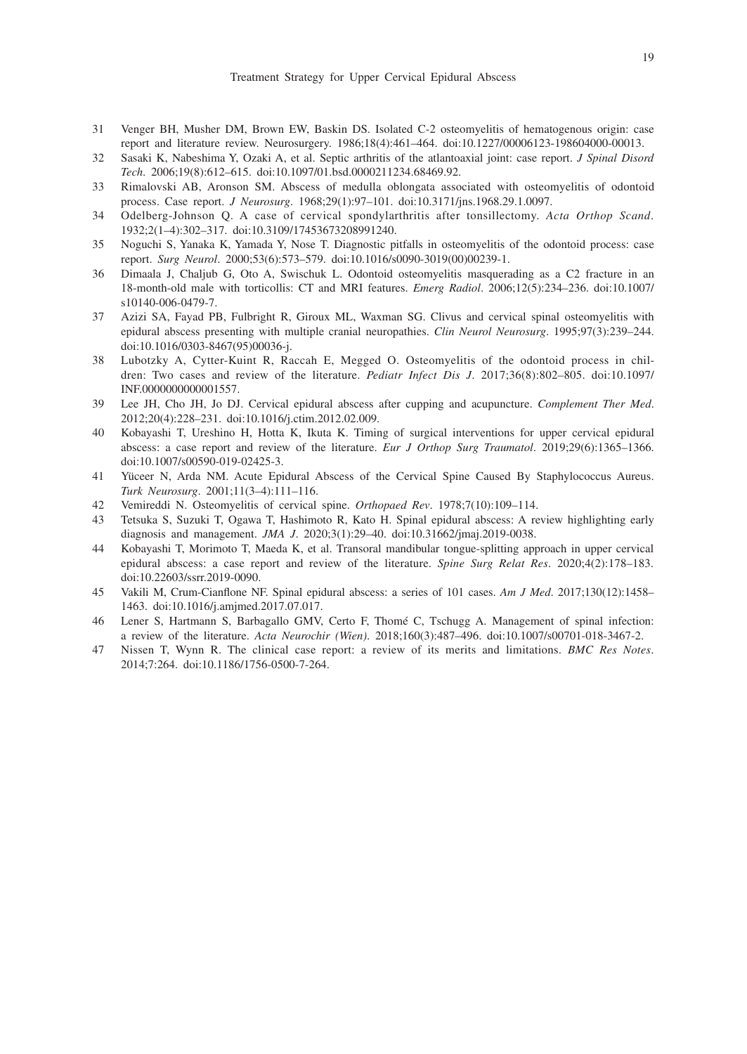31 Venger BH, Musher DM, Brown EW, Baskin DS. Isolated C-2 osteomyelitis of hematogenous origin: case report and literature review. Neurosurgery. 1986;18(4):461–464. doi:10.1227/00006123-198604000-00013.

32 Sasaki K, Nabeshima Y, Ozaki A, et al. Septic arthritis of the atlantoaxial joint: case report. *J Spinal Disord Tech*. 2006;19(8):612–615. doi:10.1097/01.bsd.0000211234.68469.92.

33 Rimalovski AB, Aronson SM. Abscess of medulla oblongata associated with osteomyelitis of odontoid process. Case report. *J Neurosurg*. 1968;29(1):97–101. doi:10.3171/jns.1968.29.1.0097.

34 Odelberg-Johnson Q. A case of cervical spondylarthritis after tonsillectomy. *Acta Orthop Scand*. 1932;2(1–4):302–317. doi:10.3109/17453673208991240.

35 Noguchi S, Yanaka K, Yamada Y, Nose T. Diagnostic pitfalls in osteomyelitis of the odontoid process: case report. *Surg Neurol*. 2000;53(6):573–579. doi:10.1016/s0090-3019(00)00239-1.

36 Dimaala J, Chaljub G, Oto A, Swischuk L. Odontoid osteomyelitis masquerading as a C2 fracture in an 18-month-old male with torticollis: CT and MRI features. *Emerg Radiol*. 2006;12(5):234–236. doi:10.1007/s10140-006-0479-7.

37 Azizi SA, Fayad PB, Fulbright R, Giroux ML, Waxman SG. Clivus and cervical spinal osteomyelitis with epidural abscess presenting with multiple cranial neuropathies. *Clin Neurol Neurosurg*. 1995;97(3):239–244. doi:10.1016/0303-8467(95)00036-j.

38 Lubotzky A, Cytter-Kuint R, Raccah E, Megged O. Osteomyelitis of the odontoid process in children: Two cases and review of the literature. *Pediatr Infect Dis J*. 2017;36(8):802–805. doi:10.1097/INF.0000000000001557.

39 Lee JH, Cho JH, Jo DJ. Cervical epidural abscess after cupping and acupuncture. *Complement Ther Med*. 2012;20(4):228–231. doi:10.1016/j.ctim.2012.02.009.

40 Kobayashi T, Ureshino H, Hotta K, Ikuta K. Timing of surgical interventions for upper cervical epidural abscess: a case report and review of the literature. *Eur J Orthop Surg Traumatol*. 2019;29(6):1365–1366. doi:10.1007/s00590-019-02425-3.

41 Yüceer N, Arda NM. Acute Epidural Abscess of the Cervical Spine Caused By Staphylococcus Aureus. *Turk Neurosurg*. 2001;11(3–4):111–116.

42 Vemireddi N. Osteomyelitis of cervical spine. *Orthopaed Rev*. 1978;7(10):109–114.

43 Tetsuka S, Suzuki T, Ogawa T, Hashimoto R, Kato H. Spinal epidural abscess: A review highlighting early diagnosis and management. *JMA J*. 2020;3(1):29–40. doi:10.31662/jmaj.2019-0038.

44 Kobayashi T, Morimoto T, Maeda K, et al. Transoral mandibular tongue-splitting approach in upper cervical epidural abscess: a case report and review of the literature. *Spine Surg Relat Res*. 2020;4(2):178–183. doi:10.22603/ssrr.2019-0090.

45 Vakili M, Crum-Cianflone NF. Spinal epidural abscess: a series of 101 cases. *Am J Med*. 2017;130(12):1458–1463. doi:10.1016/j.amjmed.2017.07.017.

46 Lener S, Hartmann S, Barbagallo GMV, Certo F, Thomé C, Tschugg A. Management of spinal infection: a review of the literature. *Acta Neurochir (Wien)*. 2018;160(3):487–496. doi:10.1007/s00701-018-3467-2.

47 Nissen T, Wynn R. The clinical case report: a review of its merits and limitations. *BMC Res Notes*. 2014;7:264. doi:10.1186/1756-0500-7-264.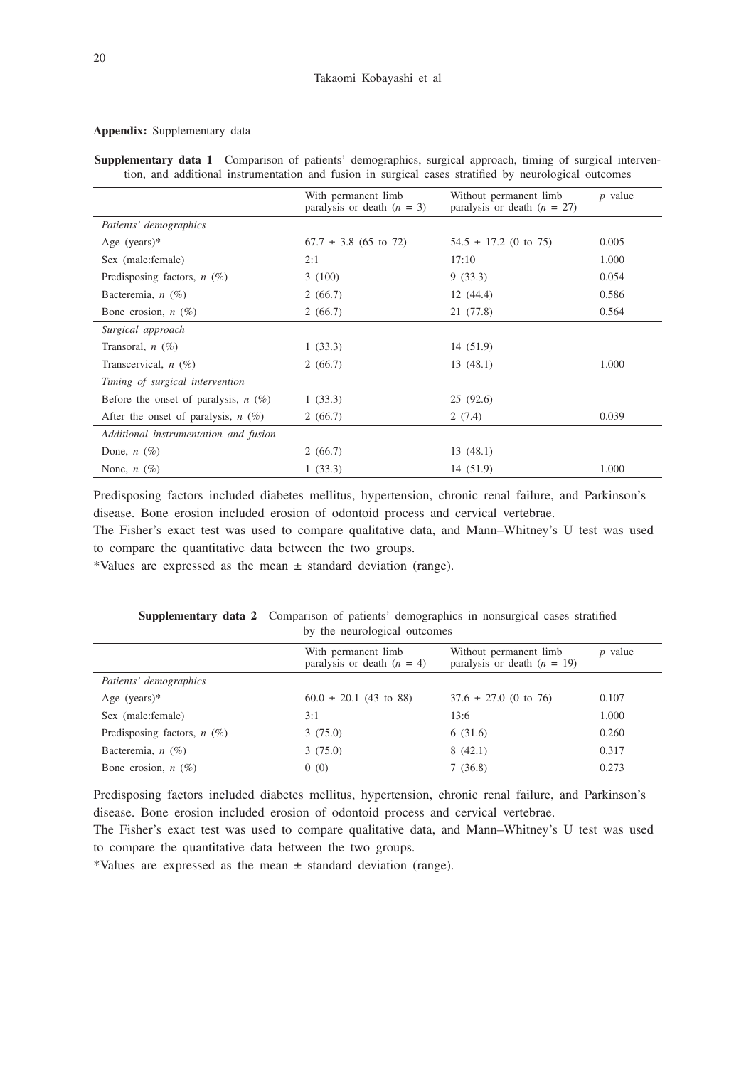**Appendix:** Supplementary data

**Supplementary data 1** Comparison of patients' demographics, surgical approach, timing of surgical intervention, and additional instrumentation and fusion in surgical cases stratified by neurological outcomes

| | With permanent limb paralysis or death ($n$ = 3) | Without permanent limb paralysis or death ($n$ = 27) | $p$ value |
|---|---|---|---|
| *Patients' demographics* | | | |
| Age (years)* | 67.7 ± 3.8 (65 to 72) | 54.5 ± 17.2 (0 to 75) | 0.005 |
| Sex (male:female) | 2:1 | 17:10 | 1.000 |
| Predisposing factors, $n$ (%) | 3 (100) | 9 (33.3) | 0.054 |
| Bacteremia, $n$ (%) | 2 (66.7) | 12 (44.4) | 0.586 |
| Bone erosion, $n$ (%) | 2 (66.7) | 21 (77.8) | 0.564 |
| *Surgical approach* | | | |
| Transoral, $n$ (%) | 1 (33.3) | 14 (51.9) | |
| Transcervical, $n$ (%) | 2 (66.7) | 13 (48.1) | 1.000 |
| *Timing of surgical intervention* | | | |
| Before the onset of paralysis, $n$ (%) | 1 (33.3) | 25 (92.6) | |
| After the onset of paralysis, $n$ (%) | 2 (66.7) | 2 (7.4) | 0.039 |
| *Additional instrumentation and fusion* | | | |
| Done, $n$ (%) | 2 (66.7) | 13 (48.1) | |
| None, $n$ (%) | 1 (33.3) | 14 (51.9) | 1.000 |

Predisposing factors included diabetes mellitus, hypertension, chronic renal failure, and Parkinson's disease. Bone erosion included erosion of odontoid process and cervical vertebrae.
The Fisher's exact test was used to compare qualitative data, and Mann–Whitney's U test was used to compare the quantitative data between the two groups.
*Values are expressed as the mean ± standard deviation (range).

**Supplementary data 2** Comparison of patients' demographics in nonsurgical cases stratified by the neurological outcomes

| | With permanent limb paralysis or death ($n$ = 4) | Without permanent limb paralysis or death ($n$ = 19) | $p$ value |
|---|---|---|---|
| *Patients' demographics* | | | |
| Age (years)* | 60.0 ± 20.1 (43 to 88) | 37.6 ± 27.0 (0 to 76) | 0.107 |
| Sex (male:female) | 3:1 | 13:6 | 1.000 |
| Predisposing factors, $n$ (%) | 3 (75.0) | 6 (31.6) | 0.260 |
| Bacteremia, $n$ (%) | 3 (75.0) | 8 (42.1) | 0.317 |
| Bone erosion, $n$ (%) | 0 (0) | 7 (36.8) | 0.273 |

Predisposing factors included diabetes mellitus, hypertension, chronic renal failure, and Parkinson's disease. Bone erosion included erosion of odontoid process and cervical vertebrae.
The Fisher's exact test was used to compare qualitative data, and Mann–Whitney's U test was used to compare the quantitative data between the two groups.
*Values are expressed as the mean ± standard deviation (range).